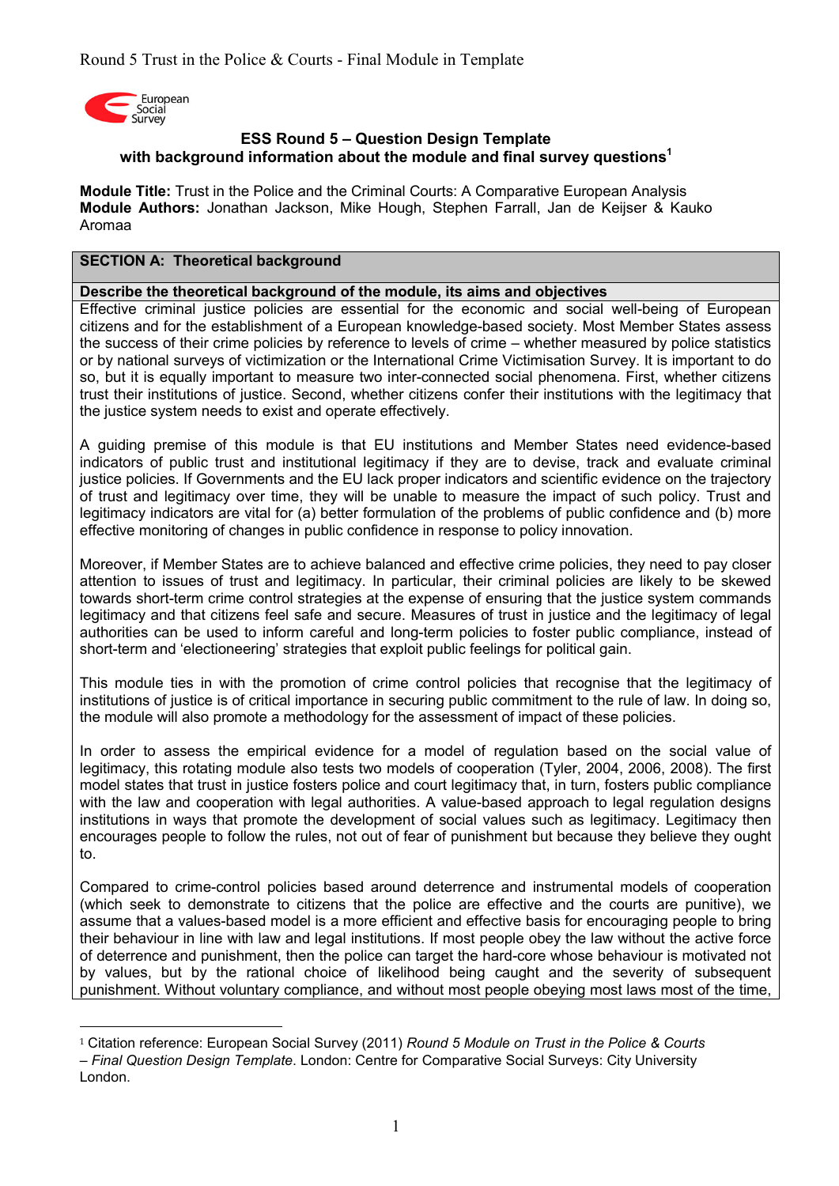**ESS Round 5 – Question Design Template**
**with background information about the module and final survey questions**[1]

**Module Title:** Trust in the Police and the Criminal Courts: A Comparative European Analysis
**Module Authors:** Jonathan Jackson, Mike Hough, Stephen Farrall, Jan de Keijser & Kauko Aromaa

## SECTION A: Theoretical background

### Describe the theoretical background of the module, its aims and objectives

Effective criminal justice policies are essential for the economic and social well-being of European citizens and for the establishment of a European knowledge-based society. Most Member States assess the success of their crime policies by reference to levels of crime – whether measured by police statistics or by national surveys of victimization or the International Crime Victimisation Survey. It is important to do so, but it is equally important to measure two inter-connected social phenomena. First, whether citizens trust their institutions of justice. Second, whether citizens confer their institutions with the legitimacy that the justice system needs to exist and operate effectively.

A guiding premise of this module is that EU institutions and Member States need evidence-based indicators of public trust and institutional legitimacy if they are to devise, track and evaluate criminal justice policies. If Governments and the EU lack proper indicators and scientific evidence on the trajectory of trust and legitimacy over time, they will be unable to measure the impact of such policy. Trust and legitimacy indicators are vital for (a) better formulation of the problems of public confidence and (b) more effective monitoring of changes in public confidence in response to policy innovation.

Moreover, if Member States are to achieve balanced and effective crime policies, they need to pay closer attention to issues of trust and legitimacy. In particular, their criminal policies are likely to be skewed towards short-term crime control strategies at the expense of ensuring that the justice system commands legitimacy and that citizens feel safe and secure. Measures of trust in justice and the legitimacy of legal authorities can be used to inform careful and long-term policies to foster public compliance, instead of short-term and 'electioneering' strategies that exploit public feelings for political gain.

This module ties in with the promotion of crime control policies that recognise that the legitimacy of institutions of justice is of critical importance in securing public commitment to the rule of law. In doing so, the module will also promote a methodology for the assessment of impact of these policies.

In order to assess the empirical evidence for a model of regulation based on the social value of legitimacy, this rotating module also tests two models of cooperation (Tyler, 2004, 2006, 2008). The first model states that trust in justice fosters police and court legitimacy that, in turn, fosters public compliance with the law and cooperation with legal authorities. A value-based approach to legal regulation designs institutions in ways that promote the development of social values such as legitimacy. Legitimacy then encourages people to follow the rules, not out of fear of punishment but because they believe they ought to.

Compared to crime-control policies based around deterrence and instrumental models of cooperation (which seek to demonstrate to citizens that the police are effective and the courts are punitive), we assume that a values-based model is a more efficient and effective basis for encouraging people to bring their behaviour in line with law and legal institutions. If most people obey the law without the active force of deterrence and punishment, then the police can target the hard-core whose behaviour is motivated not by values, but by the rational choice of likelihood being caught and the severity of subsequent punishment. Without voluntary compliance, and without most people obeying most laws most of the time,

[1] Citation reference: European Social Survey (2011) *Round 5 Module on Trust in the Police & Courts – Final Question Design Template*. London: Centre for Comparative Social Surveys: City University London.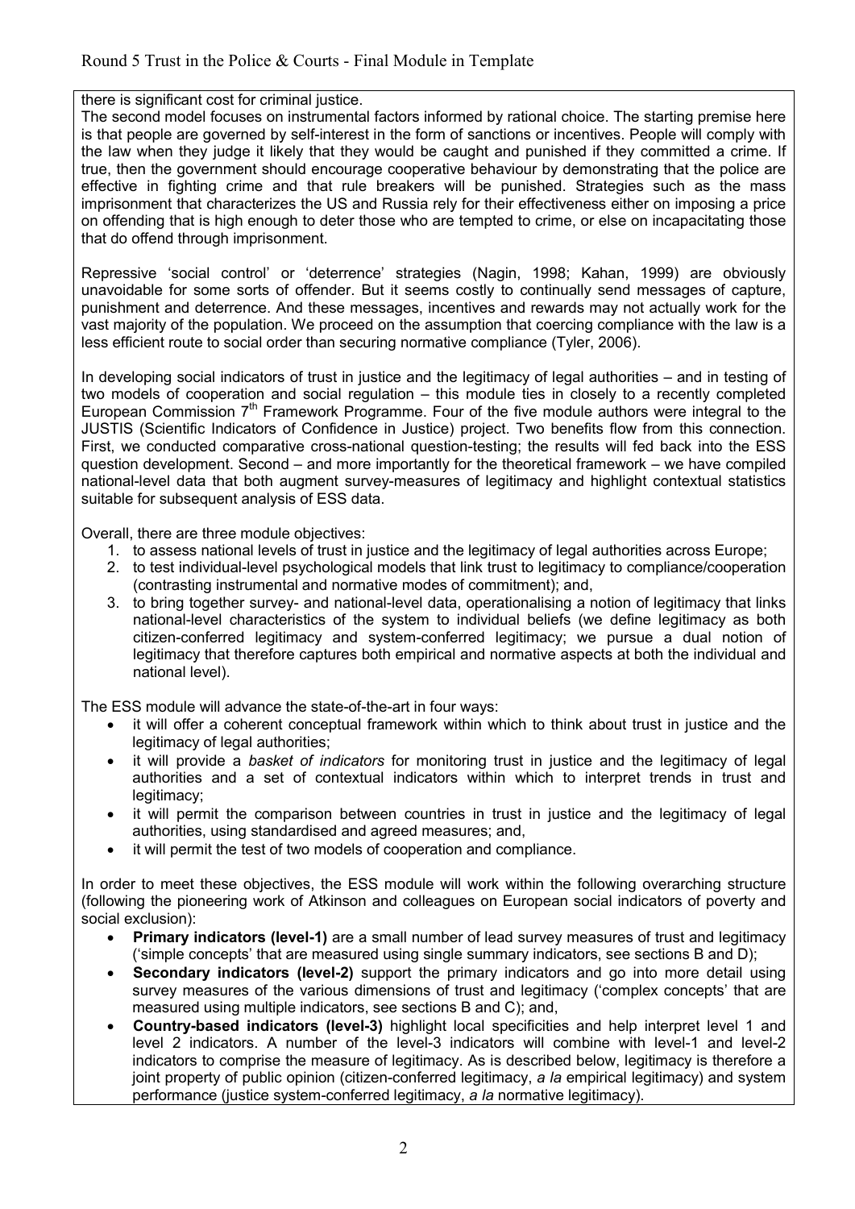there is significant cost for criminal justice.

The second model focuses on instrumental factors informed by rational choice. The starting premise here is that people are governed by self-interest in the form of sanctions or incentives. People will comply with the law when they judge it likely that they would be caught and punished if they committed a crime. If true, then the government should encourage cooperative behaviour by demonstrating that the police are effective in fighting crime and that rule breakers will be punished. Strategies such as the mass imprisonment that characterizes the US and Russia rely for their effectiveness either on imposing a price on offending that is high enough to deter those who are tempted to crime, or else on incapacitating those that do offend through imprisonment.

Repressive 'social control' or 'deterrence' strategies (Nagin, 1998; Kahan, 1999) are obviously unavoidable for some sorts of offender. But it seems costly to continually send messages of capture, punishment and deterrence. And these messages, incentives and rewards may not actually work for the vast majority of the population. We proceed on the assumption that coercing compliance with the law is a less efficient route to social order than securing normative compliance (Tyler, 2006).

In developing social indicators of trust in justice and the legitimacy of legal authorities – and in testing of two models of cooperation and social regulation – this module ties in closely to a recently completed European Commission 7th Framework Programme. Four of the five module authors were integral to the JUSTIS (Scientific Indicators of Confidence in Justice) project. Two benefits flow from this connection. First, we conducted comparative cross-national question-testing; the results will fed back into the ESS question development. Second – and more importantly for the theoretical framework – we have compiled national-level data that both augment survey-measures of legitimacy and highlight contextual statistics suitable for subsequent analysis of ESS data.

Overall, there are three module objectives:

1. to assess national levels of trust in justice and the legitimacy of legal authorities across Europe;
2. to test individual-level psychological models that link trust to legitimacy to compliance/cooperation (contrasting instrumental and normative modes of commitment); and,
3. to bring together survey- and national-level data, operationalising a notion of legitimacy that links national-level characteristics of the system to individual beliefs (we define legitimacy as both citizen-conferred legitimacy and system-conferred legitimacy; we pursue a dual notion of legitimacy that therefore captures both empirical and normative aspects at both the individual and national level).

The ESS module will advance the state-of-the-art in four ways:

- it will offer a coherent conceptual framework within which to think about trust in justice and the legitimacy of legal authorities;
- it will provide a *basket of indicators* for monitoring trust in justice and the legitimacy of legal authorities and a set of contextual indicators within which to interpret trends in trust and legitimacy;
- it will permit the comparison between countries in trust in justice and the legitimacy of legal authorities, using standardised and agreed measures; and,
- it will permit the test of two models of cooperation and compliance.

In order to meet these objectives, the ESS module will work within the following overarching structure (following the pioneering work of Atkinson and colleagues on European social indicators of poverty and social exclusion):

- **Primary indicators (level-1)** are a small number of lead survey measures of trust and legitimacy ('simple concepts' that are measured using single summary indicators, see sections B and D);
- **Secondary indicators (level-2)** support the primary indicators and go into more detail using survey measures of the various dimensions of trust and legitimacy ('complex concepts' that are measured using multiple indicators, see sections B and C); and,
- **Country-based indicators (level-3)** highlight local specificities and help interpret level 1 and level 2 indicators. A number of the level-3 indicators will combine with level-1 and level-2 indicators to comprise the measure of legitimacy. As is described below, legitimacy is therefore a joint property of public opinion (citizen-conferred legitimacy, *a la* empirical legitimacy) and system performance (justice system-conferred legitimacy, *a la* normative legitimacy).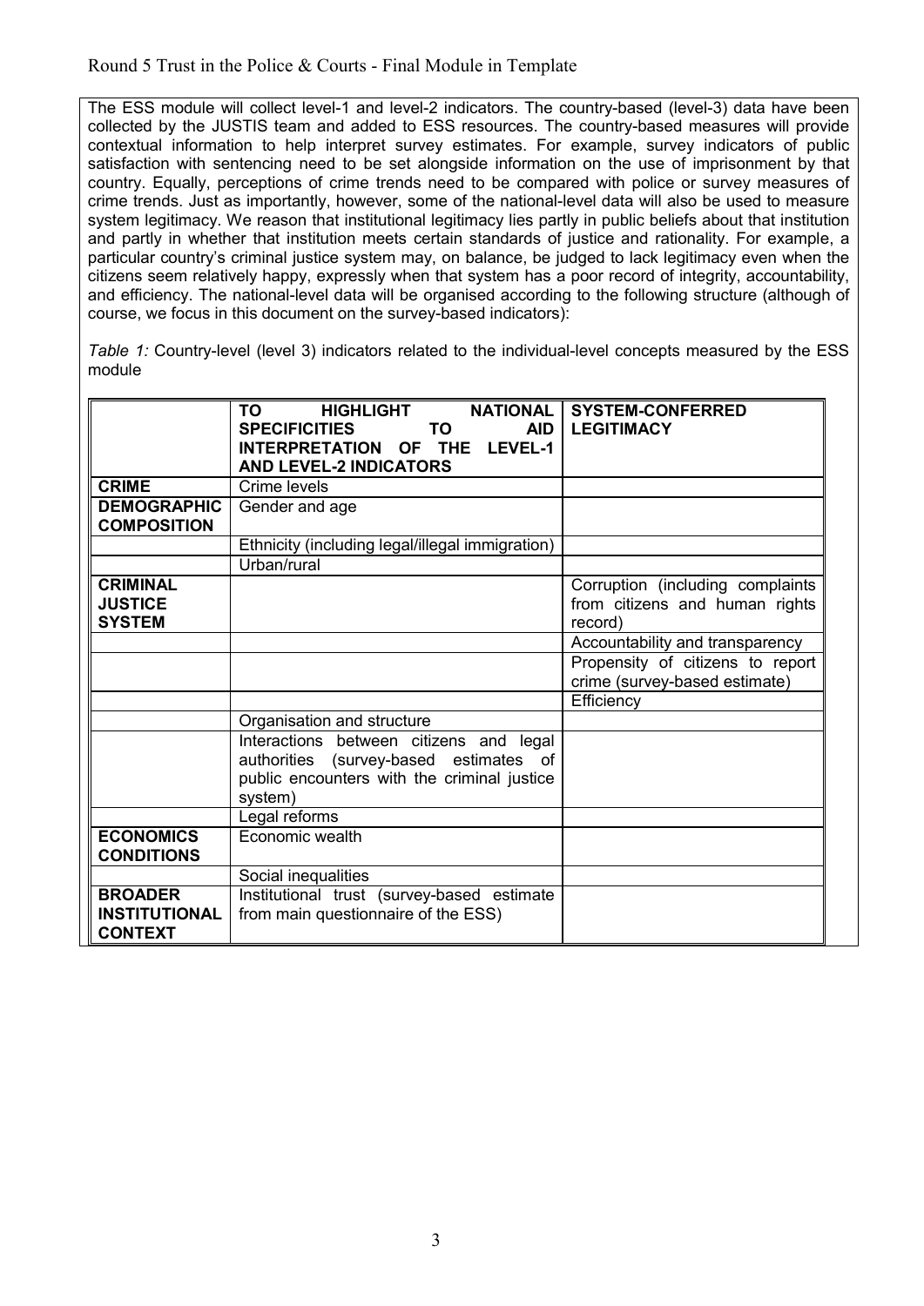The ESS module will collect level-1 and level-2 indicators. The country-based (level-3) data have been collected by the JUSTIS team and added to ESS resources. The country-based measures will provide contextual information to help interpret survey estimates. For example, survey indicators of public satisfaction with sentencing need to be set alongside information on the use of imprisonment by that country. Equally, perceptions of crime trends need to be compared with police or survey measures of crime trends. Just as importantly, however, some of the national-level data will also be used to measure system legitimacy. We reason that institutional legitimacy lies partly in public beliefs about that institution and partly in whether that institution meets certain standards of justice and rationality. For example, a particular country's criminal justice system may, on balance, be judged to lack legitimacy even when the citizens seem relatively happy, expressly when that system has a poor record of integrity, accountability, and efficiency. The national-level data will be organised according to the following structure (although of course, we focus in this document on the survey-based indicators):

*Table 1:* Country-level (level 3) indicators related to the individual-level concepts measured by the ESS module

| | **TO HIGHLIGHT NATIONAL SPECIFICITIES TO AID INTERPRETATION OF THE LEVEL-1 AND LEVEL-2 INDICATORS** | **SYSTEM-CONFERRED LEGITIMACY** |
|---|---|---|
| **CRIME** | Crime levels | |
| **DEMOGRAPHIC COMPOSITION** | Gender and age | |
| | Ethnicity (including legal/illegal immigration) | |
| | Urban/rural | |
| **CRIMINAL JUSTICE SYSTEM** | | Corruption (including complaints from citizens and human rights record) |
| | | Accountability and transparency |
| | | Propensity of citizens to report crime (survey-based estimate) |
| | | Efficiency |
| | Organisation and structure | |
| | Interactions between citizens and legal authorities (survey-based estimates of public encounters with the criminal justice system) | |
| | Legal reforms | |
| **ECONOMICS CONDITIONS** | Economic wealth | |
| | Social inequalities | |
| **BROADER INSTITUTIONAL CONTEXT** | Institutional trust (survey-based estimate from main questionnaire of the ESS) | |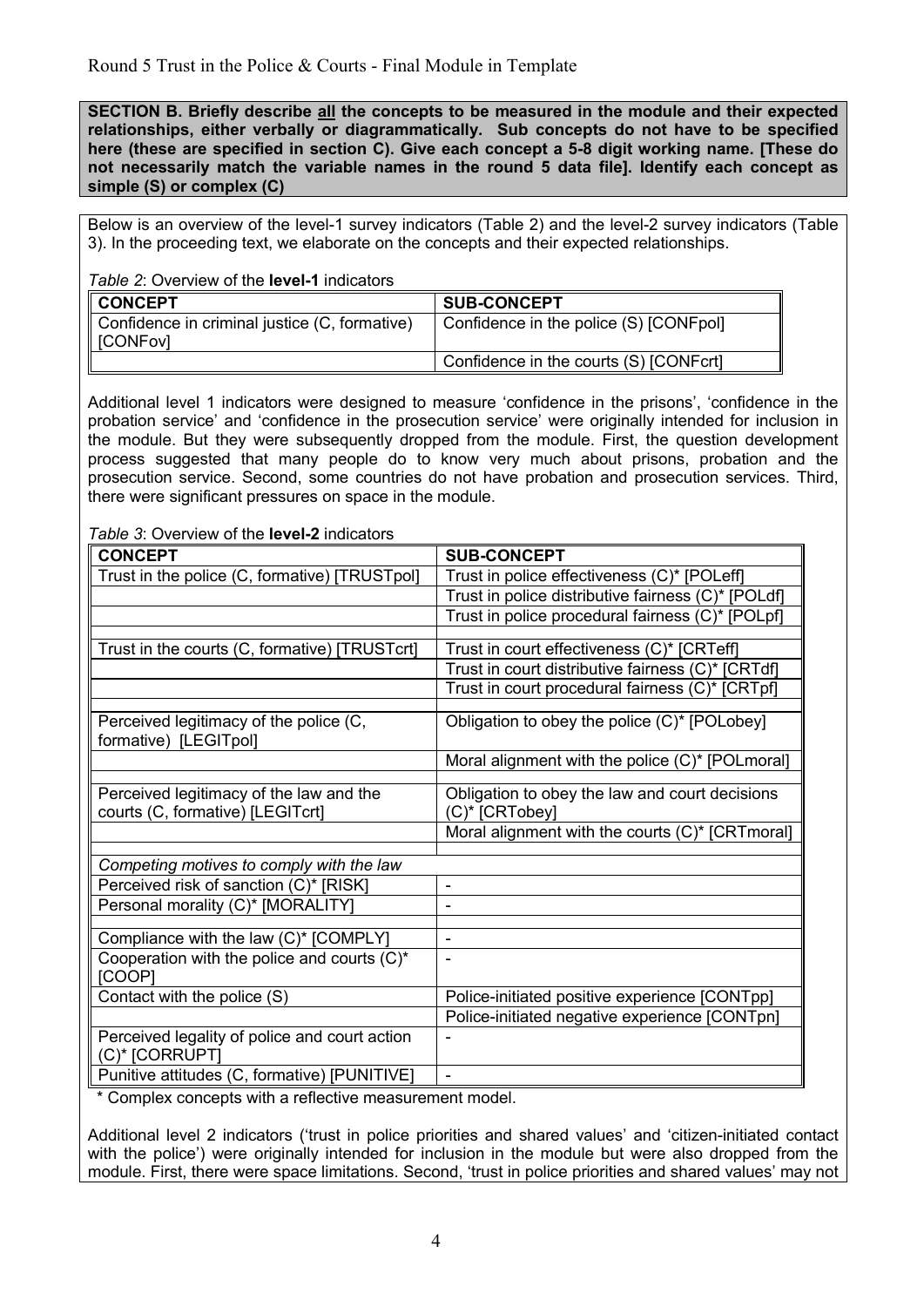Round 5 Trust in the Police & Courts - Final Module in Template

**SECTION B. Briefly describe all the concepts to be measured in the module and their expected relationships, either verbally or diagrammatically. Sub concepts do not have to be specified here (these are specified in section C). Give each concept a 5-8 digit working name. [These do not necessarily match the variable names in the round 5 data file]. Identify each concept as simple (S) or complex (C)**

Below is an overview of the level-1 survey indicators (Table 2) and the level-2 survey indicators (Table 3). In the proceeding text, we elaborate on the concepts and their expected relationships.

*Table 2*: Overview of the **level-1** indicators

| CONCEPT | SUB-CONCEPT |
|---|---|
| Confidence in criminal justice (C, formative) [CONFov] | Confidence in the police (S) [CONFpol] |
| | Confidence in the courts (S) [CONFcrt] |

Additional level 1 indicators were designed to measure 'confidence in the prisons', 'confidence in the probation service' and 'confidence in the prosecution service' were originally intended for inclusion in the module. But they were subsequently dropped from the module. First, the question development process suggested that many people do to know very much about prisons, probation and the prosecution service. Second, some countries do not have probation and prosecution services. Third, there were significant pressures on space in the module.

*Table 3*: Overview of the **level-2** indicators

| CONCEPT | SUB-CONCEPT |
|---|---|
| Trust in the police (C, formative) [TRUSTpol] | Trust in police effectiveness (C)* [POLeff] |
| | Trust in police distributive fairness (C)* [POLdf] |
| | Trust in police procedural fairness (C)* [POLpf] |
| | |
| Trust in the courts (C, formative) [TRUSTcrt] | Trust in court effectiveness (C)* [CRTeff] |
| | Trust in court distributive fairness (C)* [CRTdf] |
| | Trust in court procedural fairness (C)* [CRTpf] |
| | |
| Perceived legitimacy of the police (C, formative) [LEGITpol] | Obligation to obey the police (C)* [POLobey] |
| | Moral alignment with the police (C)* [POLmoral] |
| | |
| Perceived legitimacy of the law and the courts (C, formative) [LEGITcrt] | Obligation to obey the law and court decisions (C)* [CRTobey] |
| | Moral alignment with the courts (C)* [CRTmoral] |
| | |
| *Competing motives to comply with the law* | |
| Perceived risk of sanction (C)* [RISK] | - |
| Personal morality (C)* [MORALITY] | - |
| | |
| Compliance with the law (C)* [COMPLY] | - |
| Cooperation with the police and courts (C)* [COOP] | - |
| Contact with the police (S) | Police-initiated positive experience [CONTpp] |
| | Police-initiated negative experience [CONTpn] |
| Perceived legality of police and court action (C)* [CORRUPT] | - |
| Punitive attitudes (C, formative) [PUNITIVE] | - |

\* Complex concepts with a reflective measurement model.

Additional level 2 indicators ('trust in police priorities and shared values' and 'citizen-initiated contact with the police') were originally intended for inclusion in the module but were also dropped from the module. First, there were space limitations. Second, 'trust in police priorities and shared values' may not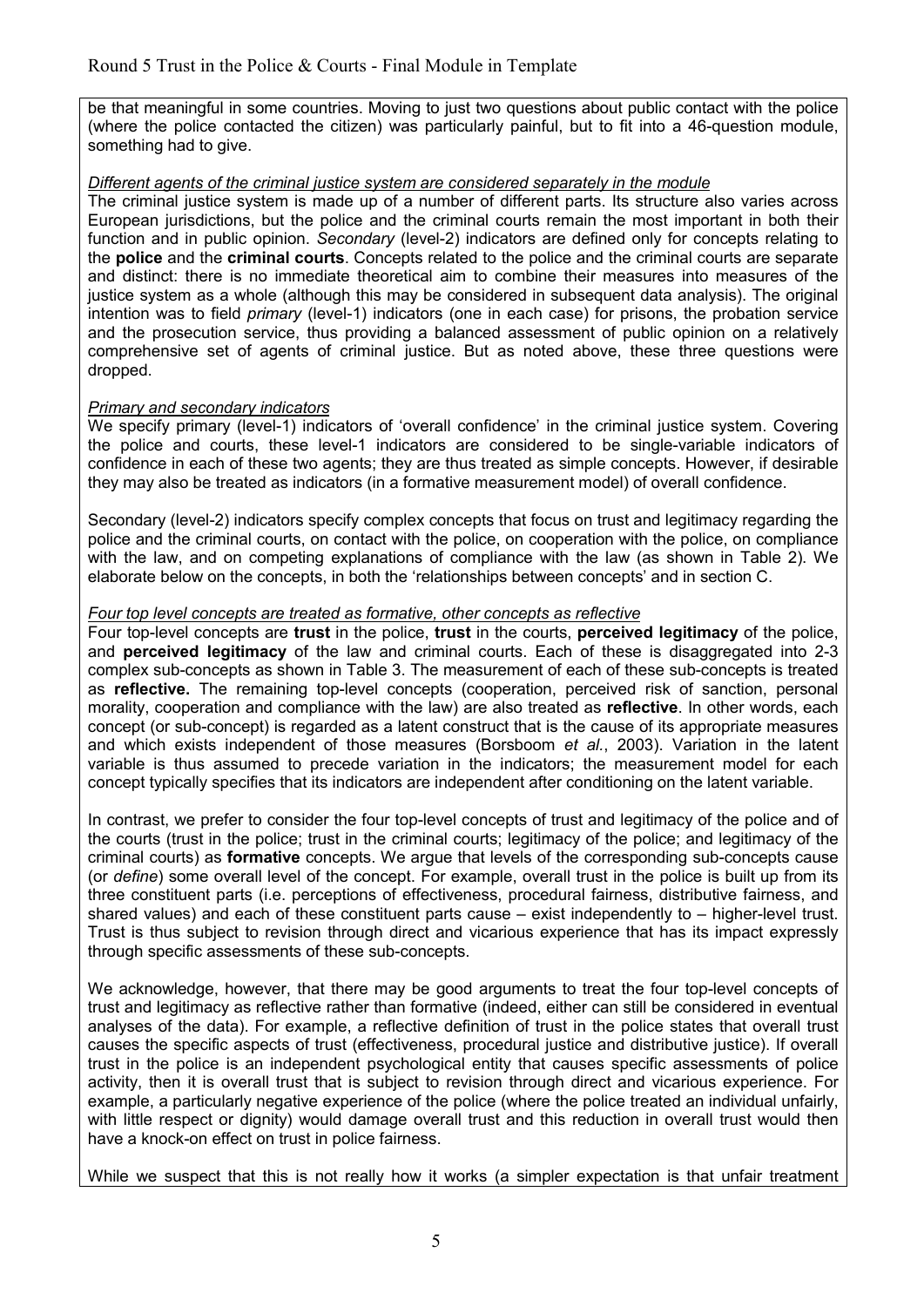be that meaningful in some countries. Moving to just two questions about public contact with the police (where the police contacted the citizen) was particularly painful, but to fit into a 46-question module, something had to give.

*Different agents of the criminal justice system are considered separately in the module*

The criminal justice system is made up of a number of different parts. Its structure also varies across European jurisdictions, but the police and the criminal courts remain the most important in both their function and in public opinion. *Secondary* (level-2) indicators are defined only for concepts relating to the **police** and the **criminal courts**. Concepts related to the police and the criminal courts are separate and distinct: there is no immediate theoretical aim to combine their measures into measures of the justice system as a whole (although this may be considered in subsequent data analysis). The original intention was to field *primary* (level-1) indicators (one in each case) for prisons, the probation service and the prosecution service, thus providing a balanced assessment of public opinion on a relatively comprehensive set of agents of criminal justice. But as noted above, these three questions were dropped.

*Primary and secondary indicators*

We specify primary (level-1) indicators of 'overall confidence' in the criminal justice system. Covering the police and courts, these level-1 indicators are considered to be single-variable indicators of confidence in each of these two agents; they are thus treated as simple concepts. However, if desirable they may also be treated as indicators (in a formative measurement model) of overall confidence.

Secondary (level-2) indicators specify complex concepts that focus on trust and legitimacy regarding the police and the criminal courts, on contact with the police, on cooperation with the police, on compliance with the law, and on competing explanations of compliance with the law (as shown in Table 2). We elaborate below on the concepts, in both the 'relationships between concepts' and in section C.

*Four top level concepts are treated as formative, other concepts as reflective*

Four top-level concepts are **trust** in the police, **trust** in the courts, **perceived legitimacy** of the police, and **perceived legitimacy** of the law and criminal courts. Each of these is disaggregated into 2-3 complex sub-concepts as shown in Table 3. The measurement of each of these sub-concepts is treated as **reflective.** The remaining top-level concepts (cooperation, perceived risk of sanction, personal morality, cooperation and compliance with the law) are also treated as **reflective**. In other words, each concept (or sub-concept) is regarded as a latent construct that is the cause of its appropriate measures and which exists independent of those measures (Borsboom *et al.*, 2003). Variation in the latent variable is thus assumed to precede variation in the indicators; the measurement model for each concept typically specifies that its indicators are independent after conditioning on the latent variable.

In contrast, we prefer to consider the four top-level concepts of trust and legitimacy of the police and of the courts (trust in the police; trust in the criminal courts; legitimacy of the police; and legitimacy of the criminal courts) as **formative** concepts. We argue that levels of the corresponding sub-concepts cause (or *define*) some overall level of the concept. For example, overall trust in the police is built up from its three constituent parts (i.e. perceptions of effectiveness, procedural fairness, distributive fairness, and shared values) and each of these constituent parts cause – exist independently to – higher-level trust. Trust is thus subject to revision through direct and vicarious experience that has its impact expressly through specific assessments of these sub-concepts.

We acknowledge, however, that there may be good arguments to treat the four top-level concepts of trust and legitimacy as reflective rather than formative (indeed, either can still be considered in eventual analyses of the data). For example, a reflective definition of trust in the police states that overall trust causes the specific aspects of trust (effectiveness, procedural justice and distributive justice). If overall trust in the police is an independent psychological entity that causes specific assessments of police activity, then it is overall trust that is subject to revision through direct and vicarious experience. For example, a particularly negative experience of the police (where the police treated an individual unfairly, with little respect or dignity) would damage overall trust and this reduction in overall trust would then have a knock-on effect on trust in police fairness.

While we suspect that this is not really how it works (a simpler expectation is that unfair treatment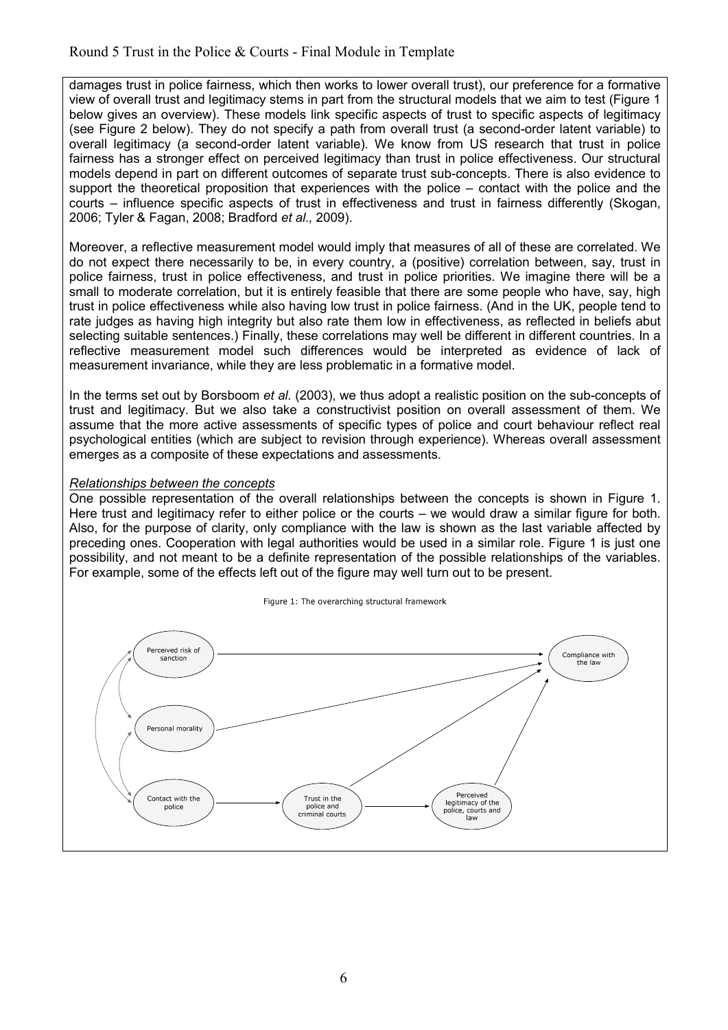damages trust in police fairness, which then works to lower overall trust), our preference for a formative view of overall trust and legitimacy stems in part from the structural models that we aim to test (Figure 1 below gives an overview). These models link specific aspects of trust to specific aspects of legitimacy (see Figure 2 below). They do not specify a path from overall trust (a second-order latent variable) to overall legitimacy (a second-order latent variable). We know from US research that trust in police fairness has a stronger effect on perceived legitimacy than trust in police effectiveness. Our structural models depend in part on different outcomes of separate trust sub-concepts. There is also evidence to support the theoretical proposition that experiences with the police – contact with the police and the courts – influence specific aspects of trust in effectiveness and trust in fairness differently (Skogan, 2006; Tyler & Fagan, 2008; Bradford *et al.,* 2009).

Moreover, a reflective measurement model would imply that measures of all of these are correlated. We do not expect there necessarily to be, in every country, a (positive) correlation between, say, trust in police fairness, trust in police effectiveness, and trust in police priorities. We imagine there will be a small to moderate correlation, but it is entirely feasible that there are some people who have, say, high trust in police effectiveness while also having low trust in police fairness. (And in the UK, people tend to rate judges as having high integrity but also rate them low in effectiveness, as reflected in beliefs abut selecting suitable sentences.) Finally, these correlations may well be different in different countries. In a reflective measurement model such differences would be interpreted as evidence of lack of measurement invariance, while they are less problematic in a formative model.

In the terms set out by Borsboom *et al.* (2003), we thus adopt a realistic position on the sub-concepts of trust and legitimacy. But we also take a constructivist position on overall assessment of them. We assume that the more active assessments of specific types of police and court behaviour reflect real psychological entities (which are subject to revision through experience). Whereas overall assessment emerges as a composite of these expectations and assessments.

*Relationships between the concepts*

One possible representation of the overall relationships between the concepts is shown in Figure 1. Here trust and legitimacy refer to either police or the courts – we would draw a similar figure for both. Also, for the purpose of clarity, only compliance with the law is shown as the last variable affected by preceding ones. Cooperation with legal authorities would be used in a similar role. Figure 1 is just one possibility, and not meant to be a definite representation of the possible relationships of the variables. For example, some of the effects left out of the figure may well turn out to be present.

Figure 1: The overarching structural framework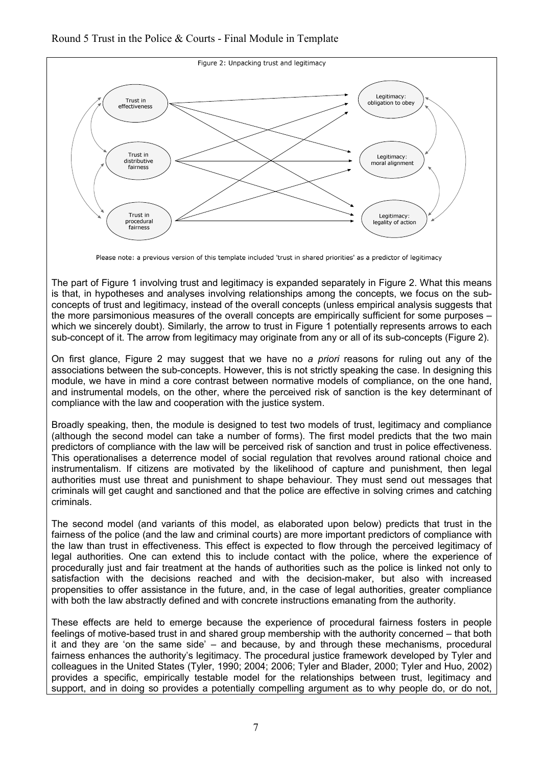Figure 2: Unpacking trust and legitimacy

Please note: a previous version of this template included 'trust in shared priorities' as a predictor of legitimacy

The part of Figure 1 involving trust and legitimacy is expanded separately in Figure 2. What this means is that, in hypotheses and analyses involving relationships among the concepts, we focus on the sub-concepts of trust and legitimacy, instead of the overall concepts (unless empirical analysis suggests that the more parsimonious measures of the overall concepts are empirically sufficient for some purposes – which we sincerely doubt). Similarly, the arrow to trust in Figure 1 potentially represents arrows to each sub-concept of it. The arrow from legitimacy may originate from any or all of its sub-concepts (Figure 2).

On first glance, Figure 2 may suggest that we have no *a priori* reasons for ruling out any of the associations between the sub-concepts. However, this is not strictly speaking the case. In designing this module, we have in mind a core contrast between normative models of compliance, on the one hand, and instrumental models, on the other, where the perceived risk of sanction is the key determinant of compliance with the law and cooperation with the justice system.

Broadly speaking, then, the module is designed to test two models of trust, legitimacy and compliance (although the second model can take a number of forms). The first model predicts that the two main predictors of compliance with the law will be perceived risk of sanction and trust in police effectiveness. This operationalises a deterrence model of social regulation that revolves around rational choice and instrumentalism. If citizens are motivated by the likelihood of capture and punishment, then legal authorities must use threat and punishment to shape behaviour. They must send out messages that criminals will get caught and sanctioned and that the police are effective in solving crimes and catching criminals.

The second model (and variants of this model, as elaborated upon below) predicts that trust in the fairness of the police (and the law and criminal courts) are more important predictors of compliance with the law than trust in effectiveness. This effect is expected to flow through the perceived legitimacy of legal authorities. One can extend this to include contact with the police, where the experience of procedurally just and fair treatment at the hands of authorities such as the police is linked not only to satisfaction with the decisions reached and with the decision-maker, but also with increased propensities to offer assistance in the future, and, in the case of legal authorities, greater compliance with both the law abstractly defined and with concrete instructions emanating from the authority.

These effects are held to emerge because the experience of procedural fairness fosters in people feelings of motive-based trust in and shared group membership with the authority concerned – that both it and they are 'on the same side' – and because, by and through these mechanisms, procedural fairness enhances the authority's legitimacy. The procedural justice framework developed by Tyler and colleagues in the United States (Tyler, 1990; 2004; 2006; Tyler and Blader, 2000; Tyler and Huo, 2002) provides a specific, empirically testable model for the relationships between trust, legitimacy and support, and in doing so provides a potentially compelling argument as to why people do, or do not,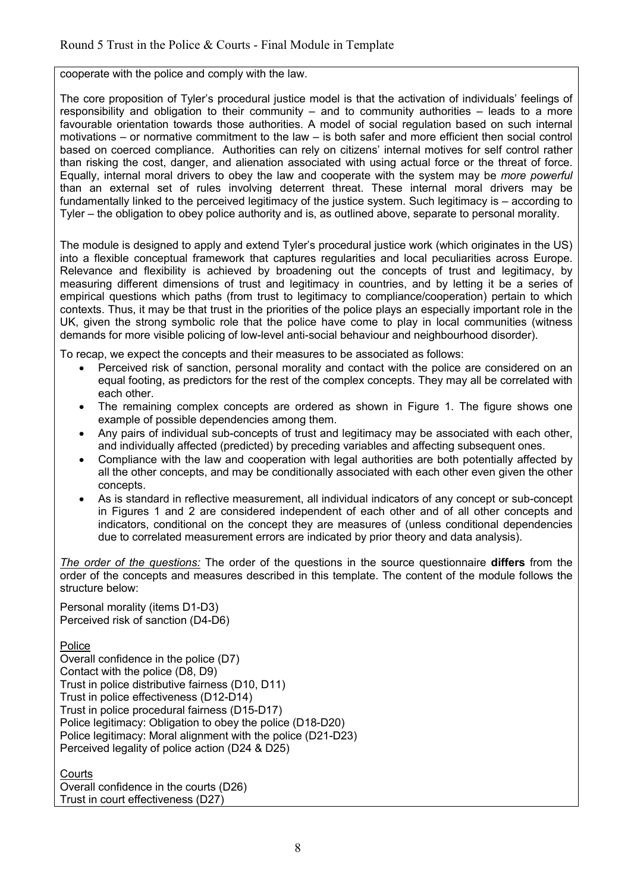cooperate with the police and comply with the law.

The core proposition of Tyler's procedural justice model is that the activation of individuals' feelings of responsibility and obligation to their community – and to community authorities – leads to a more favourable orientation towards those authorities. A model of social regulation based on such internal motivations – or normative commitment to the law – is both safer and more efficient then social control based on coerced compliance. Authorities can rely on citizens' internal motives for self control rather than risking the cost, danger, and alienation associated with using actual force or the threat of force. Equally, internal moral drivers to obey the law and cooperate with the system may be *more powerful* than an external set of rules involving deterrent threat. These internal moral drivers may be fundamentally linked to the perceived legitimacy of the justice system. Such legitimacy is – according to Tyler – the obligation to obey police authority and is, as outlined above, separate to personal morality.

The module is designed to apply and extend Tyler's procedural justice work (which originates in the US) into a flexible conceptual framework that captures regularities and local peculiarities across Europe. Relevance and flexibility is achieved by broadening out the concepts of trust and legitimacy, by measuring different dimensions of trust and legitimacy in countries, and by letting it be a series of empirical questions which paths (from trust to legitimacy to compliance/cooperation) pertain to which contexts. Thus, it may be that trust in the priorities of the police plays an especially important role in the UK, given the strong symbolic role that the police have come to play in local communities (witness demands for more visible policing of low-level anti-social behaviour and neighbourhood disorder).

To recap, we expect the concepts and their measures to be associated as follows:

- Perceived risk of sanction, personal morality and contact with the police are considered on an equal footing, as predictors for the rest of the complex concepts. They may all be correlated with each other.
- The remaining complex concepts are ordered as shown in Figure 1. The figure shows one example of possible dependencies among them.
- Any pairs of individual sub-concepts of trust and legitimacy may be associated with each other, and individually affected (predicted) by preceding variables and affecting subsequent ones.
- Compliance with the law and cooperation with legal authorities are both potentially affected by all the other concepts, and may be conditionally associated with each other even given the other concepts.
- As is standard in reflective measurement, all individual indicators of any concept or sub-concept in Figures 1 and 2 are considered independent of each other and of all other concepts and indicators, conditional on the concept they are measures of (unless conditional dependencies due to correlated measurement errors are indicated by prior theory and data analysis).

*The order of the questions:* The order of the questions in the source questionnaire **differs** from the order of the concepts and measures described in this template. The content of the module follows the structure below:

Personal morality (items D1-D3)
Perceived risk of sanction (D4-D6)

Police
Overall confidence in the police (D7)
Contact with the police (D8, D9)
Trust in police distributive fairness (D10, D11)
Trust in police effectiveness (D12-D14)
Trust in police procedural fairness (D15-D17)
Police legitimacy: Obligation to obey the police (D18-D20)
Police legitimacy: Moral alignment with the police (D21-D23)
Perceived legality of police action (D24 & D25)

Courts
Overall confidence in the courts (D26)
Trust in court effectiveness (D27)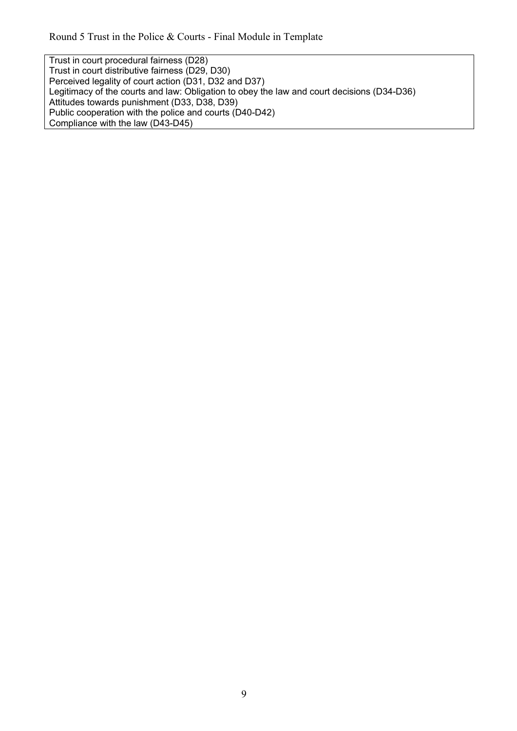Trust in court procedural fairness (D28)
Trust in court distributive fairness (D29, D30)
Perceived legality of court action (D31, D32 and D37)
Legitimacy of the courts and law: Obligation to obey the law and court decisions (D34-D36)
Attitudes towards punishment (D33, D38, D39)
Public cooperation with the police and courts (D40-D42)
Compliance with the law (D43-D45)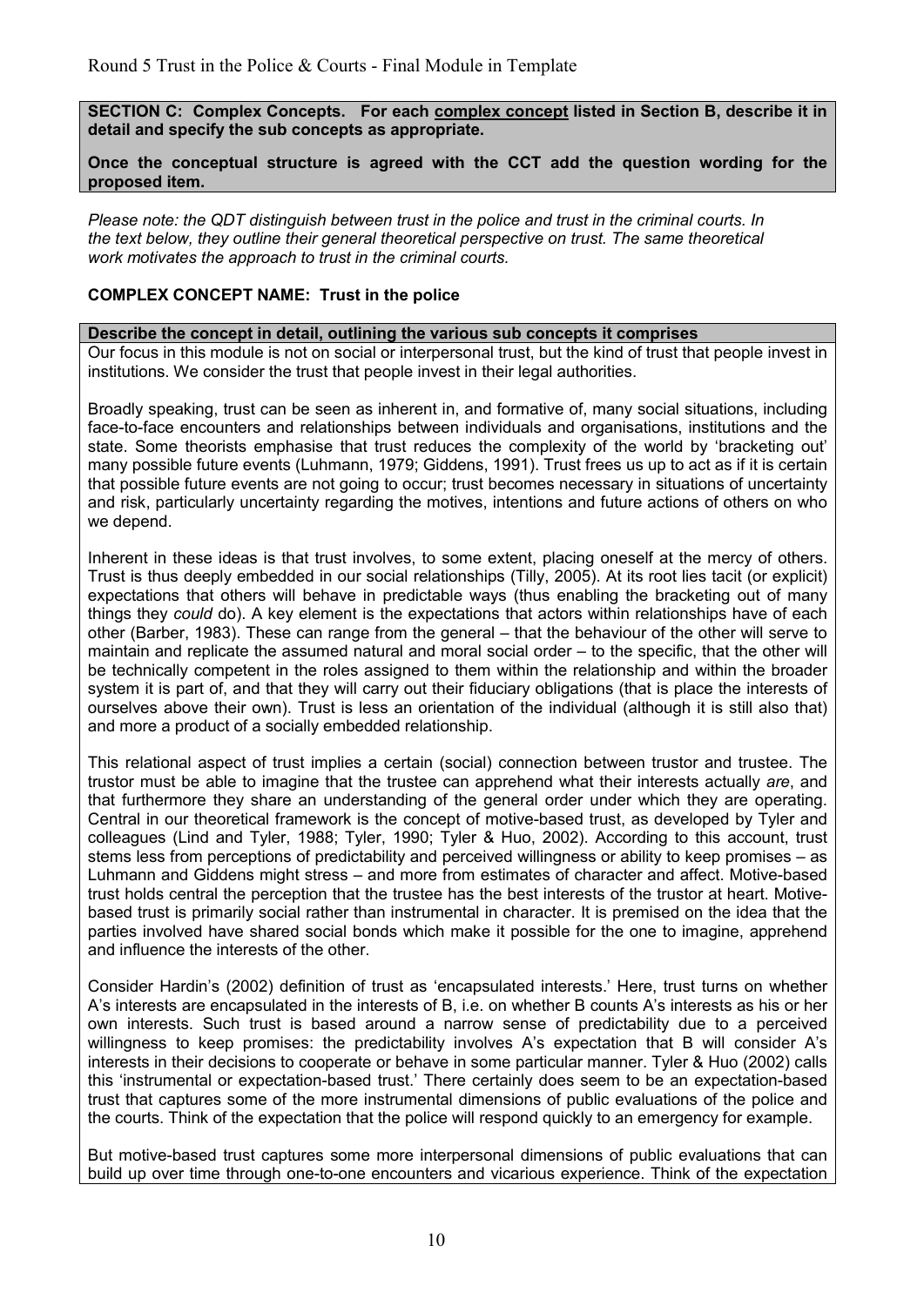**SECTION C: Complex Concepts. For each complex concept listed in Section B, describe it in detail and specify the sub concepts as appropriate.**

**Once the conceptual structure is agreed with the CCT add the question wording for the proposed item.**

*Please note: the QDT distinguish between trust in the police and trust in the criminal courts. In the text below, they outline their general theoretical perspective on trust. The same theoretical work motivates the approach to trust in the criminal courts.*

**COMPLEX CONCEPT NAME: Trust in the police**

**Describe the concept in detail, outlining the various sub concepts it comprises**

Our focus in this module is not on social or interpersonal trust, but the kind of trust that people invest in institutions. We consider the trust that people invest in their legal authorities.

Broadly speaking, trust can be seen as inherent in, and formative of, many social situations, including face-to-face encounters and relationships between individuals and organisations, institutions and the state. Some theorists emphasise that trust reduces the complexity of the world by 'bracketing out' many possible future events (Luhmann, 1979; Giddens, 1991). Trust frees us up to act as if it is certain that possible future events are not going to occur; trust becomes necessary in situations of uncertainty and risk, particularly uncertainty regarding the motives, intentions and future actions of others on who we depend.

Inherent in these ideas is that trust involves, to some extent, placing oneself at the mercy of others. Trust is thus deeply embedded in our social relationships (Tilly, 2005). At its root lies tacit (or explicit) expectations that others will behave in predictable ways (thus enabling the bracketing out of many things they *could* do). A key element is the expectations that actors within relationships have of each other (Barber, 1983). These can range from the general – that the behaviour of the other will serve to maintain and replicate the assumed natural and moral social order – to the specific, that the other will be technically competent in the roles assigned to them within the relationship and within the broader system it is part of, and that they will carry out their fiduciary obligations (that is place the interests of ourselves above their own). Trust is less an orientation of the individual (although it is still also that) and more a product of a socially embedded relationship.

This relational aspect of trust implies a certain (social) connection between trustor and trustee. The trustor must be able to imagine that the trustee can apprehend what their interests actually *are*, and that furthermore they share an understanding of the general order under which they are operating. Central in our theoretical framework is the concept of motive-based trust, as developed by Tyler and colleagues (Lind and Tyler, 1988; Tyler, 1990; Tyler & Huo, 2002). According to this account, trust stems less from perceptions of predictability and perceived willingness or ability to keep promises – as Luhmann and Giddens might stress – and more from estimates of character and affect. Motive-based trust holds central the perception that the trustee has the best interests of the trustor at heart. Motive-based trust is primarily social rather than instrumental in character. It is premised on the idea that the parties involved have shared social bonds which make it possible for the one to imagine, apprehend and influence the interests of the other.

Consider Hardin's (2002) definition of trust as 'encapsulated interests.' Here, trust turns on whether A's interests are encapsulated in the interests of B, i.e. on whether B counts A's interests as his or her own interests. Such trust is based around a narrow sense of predictability due to a perceived willingness to keep promises: the predictability involves A's expectation that B will consider A's interests in their decisions to cooperate or behave in some particular manner. Tyler & Huo (2002) calls this 'instrumental or expectation-based trust.' There certainly does seem to be an expectation-based trust that captures some of the more instrumental dimensions of public evaluations of the police and the courts. Think of the expectation that the police will respond quickly to an emergency for example.

But motive-based trust captures some more interpersonal dimensions of public evaluations that can build up over time through one-to-one encounters and vicarious experience. Think of the expectation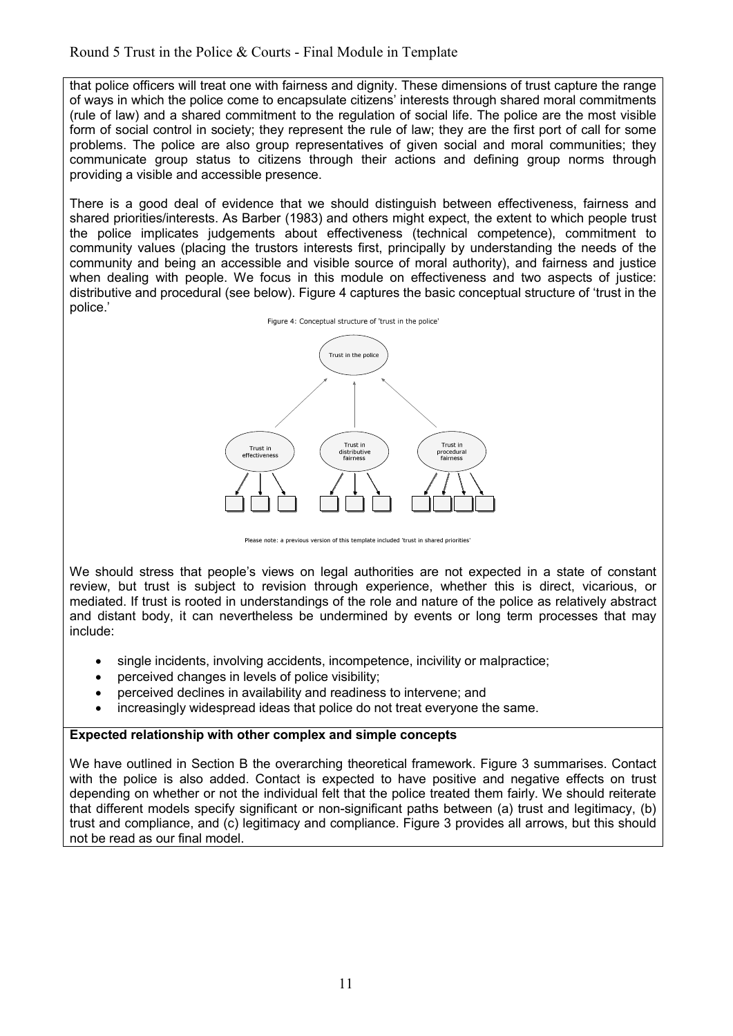that police officers will treat one with fairness and dignity. These dimensions of trust capture the range of ways in which the police come to encapsulate citizens' interests through shared moral commitments (rule of law) and a shared commitment to the regulation of social life. The police are the most visible form of social control in society; they represent the rule of law; they are the first port of call for some problems. The police are also group representatives of given social and moral communities; they communicate group status to citizens through their actions and defining group norms through providing a visible and accessible presence.

There is a good deal of evidence that we should distinguish between effectiveness, fairness and shared priorities/interests. As Barber (1983) and others might expect, the extent to which people trust the police implicates judgements about effectiveness (technical competence), commitment to community values (placing the trustors interests first, principally by understanding the needs of the community and being an accessible and visible source of moral authority), and fairness and justice when dealing with people. We focus in this module on effectiveness and two aspects of justice: distributive and procedural (see below). Figure 4 captures the basic conceptual structure of 'trust in the police.'

Figure 4: Conceptual structure of 'trust in the police'

Trust in the police

Trust in effectiveness — Trust in distributive fairness — Trust in procedural fairness

Please note: a previous version of this template included 'trust in shared priorities'

We should stress that people's views on legal authorities are not expected in a state of constant review, but trust is subject to revision through experience, whether this is direct, vicarious, or mediated. If trust is rooted in understandings of the role and nature of the police as relatively abstract and distant body, it can nevertheless be undermined by events or long term processes that may include:

- single incidents, involving accidents, incompetence, incivility or malpractice;
- perceived changes in levels of police visibility;
- perceived declines in availability and readiness to intervene; and
- increasingly widespread ideas that police do not treat everyone the same.

**Expected relationship with other complex and simple concepts**

We have outlined in Section B the overarching theoretical framework. Figure 3 summarises. Contact with the police is also added. Contact is expected to have positive and negative effects on trust depending on whether or not the individual felt that the police treated them fairly. We should reiterate that different models specify significant or non-significant paths between (a) trust and legitimacy, (b) trust and compliance, and (c) legitimacy and compliance. Figure 3 provides all arrows, but this should not be read as our final model.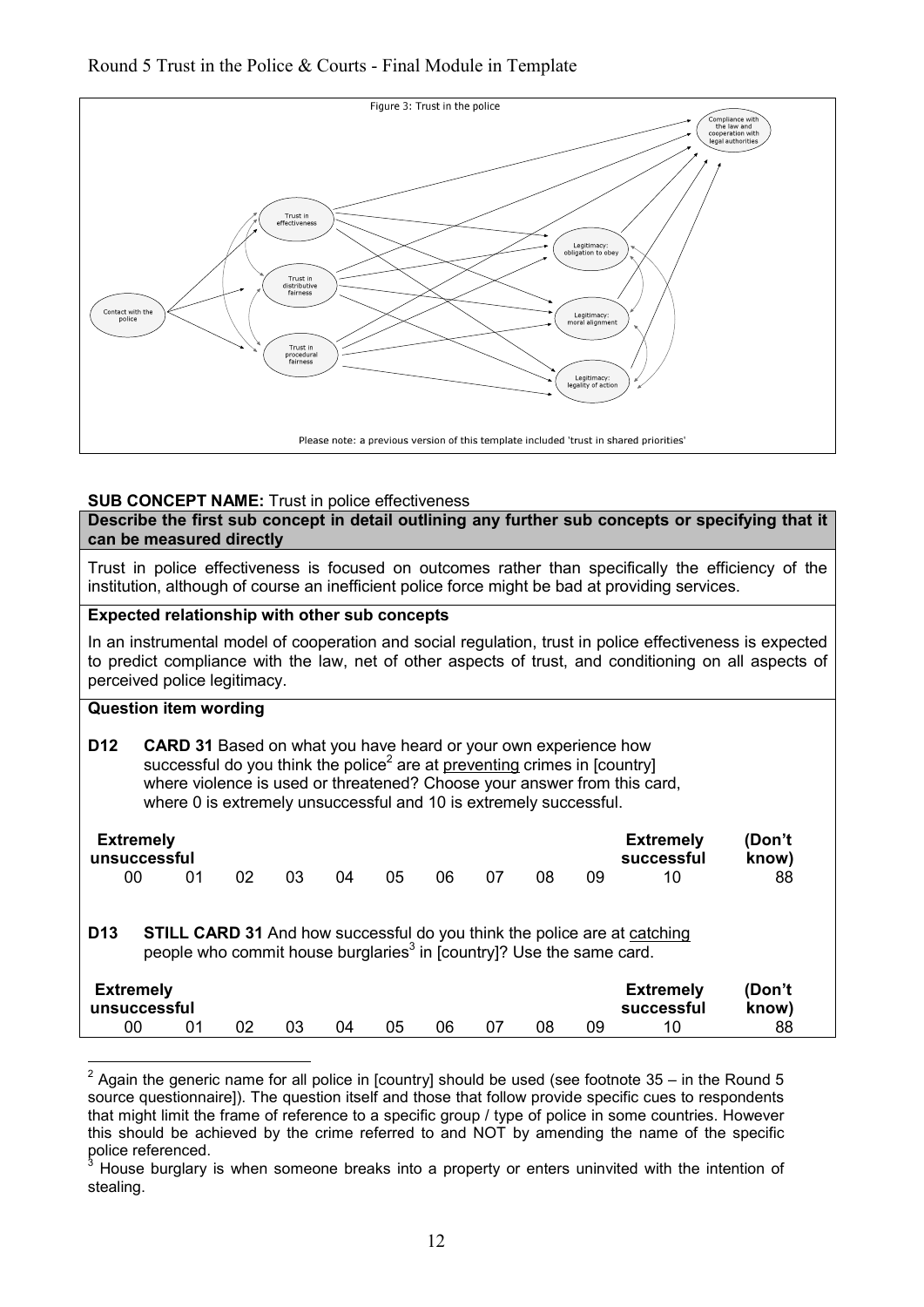Figure 3: Trust in the police

Please note: a previous version of this template included 'trust in shared priorities'

**SUB CONCEPT NAME:** Trust in police effectiveness

**Describe the first sub concept in detail outlining any further sub concepts or specifying that it can be measured directly**

Trust in police effectiveness is focused on outcomes rather than specifically the efficiency of the institution, although of course an inefficient police force might be bad at providing services.

**Expected relationship with other sub concepts**

In an instrumental model of cooperation and social regulation, trust in police effectiveness is expected to predict compliance with the law, net of other aspects of trust, and conditioning on all aspects of perceived police legitimacy.

**Question item wording**

**D12** **CARD 31** Based on what you have heard or your own experience how successful do you think the police[2] are at preventing crimes in [country] where violence is used or threatened? Choose your answer from this card, where 0 is extremely unsuccessful and 10 is extremely successful.

| Extremely unsuccessful | | | | | | | | | | Extremely successful | (Don't know) |
|---|---|---|---|---|---|---|---|---|---|---|---|
| 00 | 01 | 02 | 03 | 04 | 05 | 06 | 07 | 08 | 09 | 10 | 88 |

**D13** **STILL CARD 31** And how successful do you think the police are at catching people who commit house burglaries[3] in [country]? Use the same card.

| Extremely unsuccessful | | | | | | | | | | Extremely successful | (Don't know) |
|---|---|---|---|---|---|---|---|---|---|---|---|
| 00 | 01 | 02 | 03 | 04 | 05 | 06 | 07 | 08 | 09 | 10 | 88 |

---

[2] Again the generic name for all police in [country] should be used (see footnote 35 – in the Round 5 source questionnaire]). The question itself and those that follow provide specific cues to respondents that might limit the frame of reference to a specific group / type of police in some countries. However this should be achieved by the crime referred to and NOT by amending the name of the specific police referenced.

[3] House burglary is when someone breaks into a property or enters uninvited with the intention of stealing.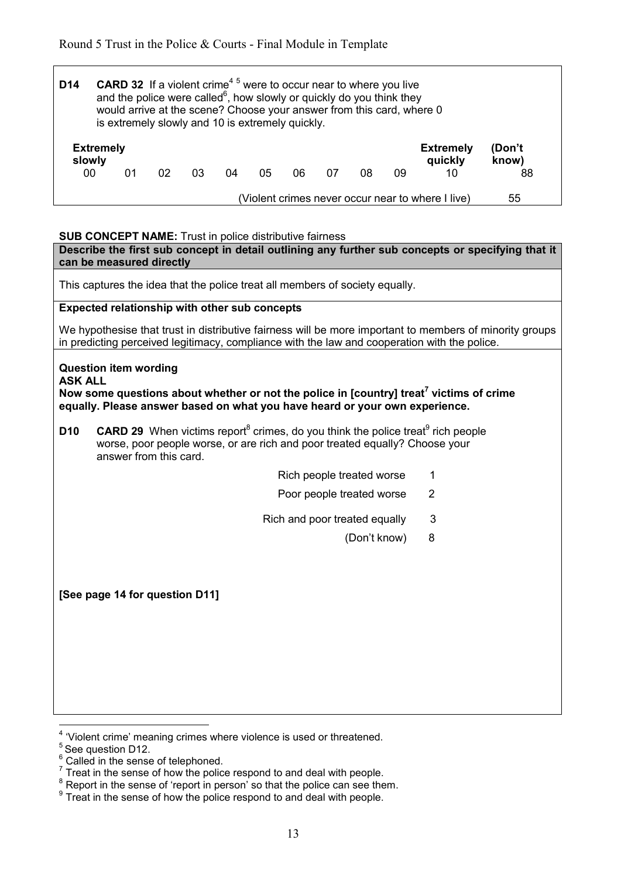**D14** **CARD 32** If a violent crime[4] [5] were to occur near to where you live and the police were called[6], how slowly or quickly do you think they would arrive at the scene? Choose your answer from this card, where 0 is extremely slowly and 10 is extremely quickly.

| Extremely slowly | | | | | | | | | | Extremely quickly | (Don't know) |
|---|---|---|---|---|---|---|---|---|---|---|---|
| 00 | 01 | 02 | 03 | 04 | 05 | 06 | 07 | 08 | 09 | 10 | 88 |

(Violent crimes never occur near to where I live) 55

**SUB CONCEPT NAME:** Trust in police distributive fairness

**Describe the first sub concept in detail outlining any further sub concepts or specifying that it can be measured directly**

This captures the idea that the police treat all members of society equally.

**Expected relationship with other sub concepts**

We hypothesise that trust in distributive fairness will be more important to members of minority groups in predicting perceived legitimacy, compliance with the law and cooperation with the police.

**Question item wording**

**ASK ALL**

**Now some questions about whether or not the police in [country] treat[7] victims of crime equally. Please answer based on what you have heard or your own experience.**

**D10** **CARD 29** When victims report[8] crimes, do you think the police treat[9] rich people worse, poor people worse, or are rich and poor treated equally? Choose your answer from this card.

| | |
|---|---|
| Rich people treated worse | 1 |
| Poor people treated worse | 2 |
| Rich and poor treated equally | 3 |
| (Don't know) | 8 |

**[See page 14 for question D11]**

[4] 'Violent crime' meaning crimes where violence is used or threatened.
[5] See question D12.
[6] Called in the sense of telephoned.
[7] Treat in the sense of how the police respond to and deal with people.
[8] Report in the sense of 'report in person' so that the police can see them.
[9] Treat in the sense of how the police respond to and deal with people.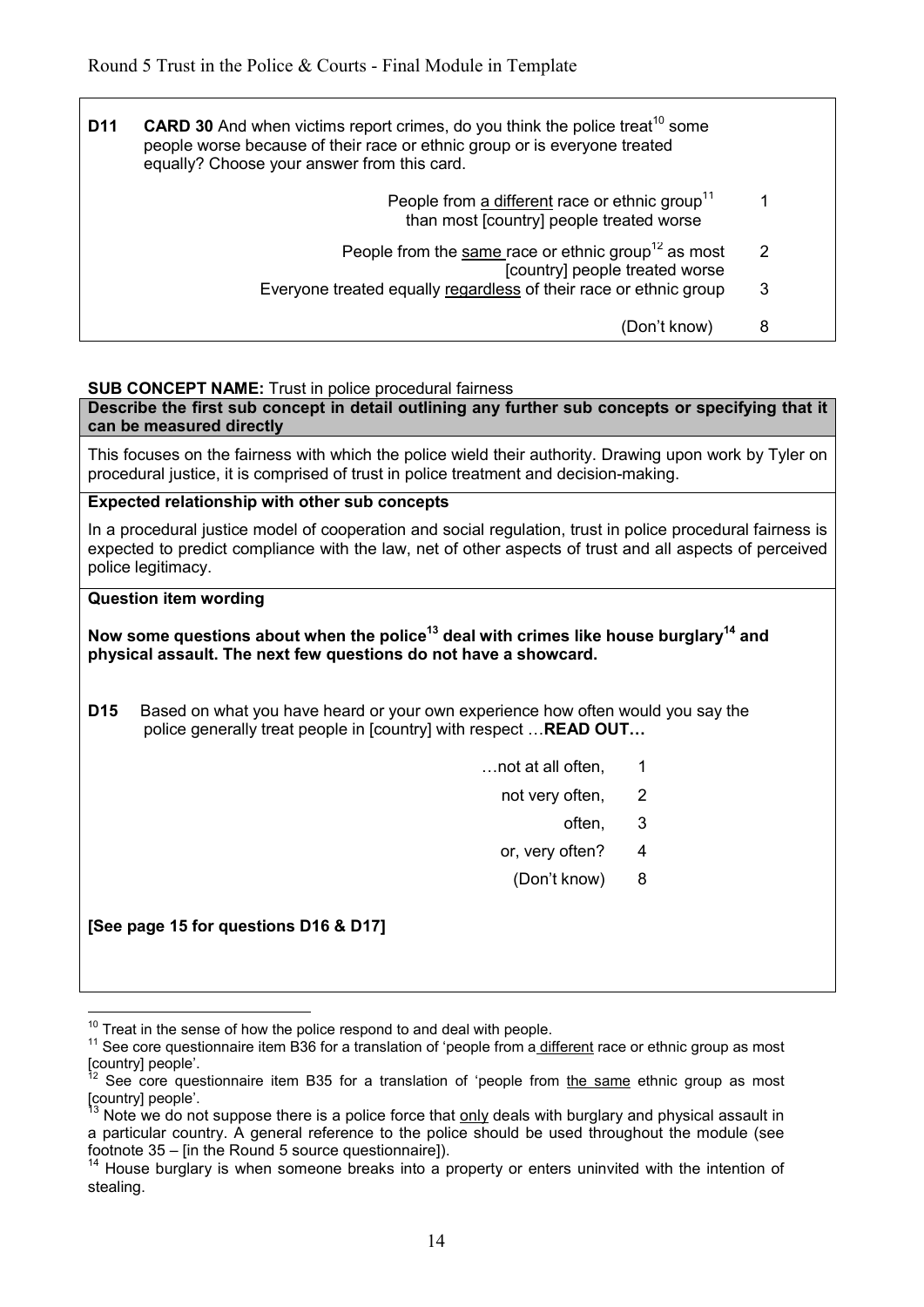**D11** **CARD 30** And when victims report crimes, do you think the police treat[10] some people worse because of their race or ethnic group or is everyone treated equally? Choose your answer from this card.

| | |
|---|---|
| People from a different race or ethnic group[11] than most [country] people treated worse | 1 |
| People from the same race or ethnic group[12] as most [country] people treated worse | 2 |
| Everyone treated equally regardless of their race or ethnic group | 3 |
| (Don't know) | 8 |

**SUB CONCEPT NAME:** Trust in police procedural fairness

**Describe the first sub concept in detail outlining any further sub concepts or specifying that it can be measured directly**

This focuses on the fairness with which the police wield their authority. Drawing upon work by Tyler on procedural justice, it is comprised of trust in police treatment and decision-making.

**Expected relationship with other sub concepts**

In a procedural justice model of cooperation and social regulation, trust in police procedural fairness is expected to predict compliance with the law, net of other aspects of trust and all aspects of perceived police legitimacy.

**Question item wording**

**Now some questions about when the police[13] deal with crimes like house burglary[14] and physical assault. The next few questions do not have a showcard.**

**D15** Based on what you have heard or your own experience how often would you say the police generally treat people in [country] with respect …**READ OUT…**

| | |
|---|---|
| …not at all often, | 1 |
| not very often, | 2 |
| often, | 3 |
| or, very often? | 4 |
| (Don't know) | 8 |

**[See page 15 for questions D16 & D17]**

---

[10] Treat in the sense of how the police respond to and deal with people.

[11] See core questionnaire item B36 for a translation of 'people from a different race or ethnic group as most [country] people'.

[12] See core questionnaire item B35 for a translation of 'people from the same ethnic group as most [country] people'.

[13] Note we do not suppose there is a police force that only deals with burglary and physical assault in a particular country. A general reference to the police should be used throughout the module (see footnote 35 – [in the Round 5 source questionnaire]).

[14] House burglary is when someone breaks into a property or enters uninvited with the intention of stealing.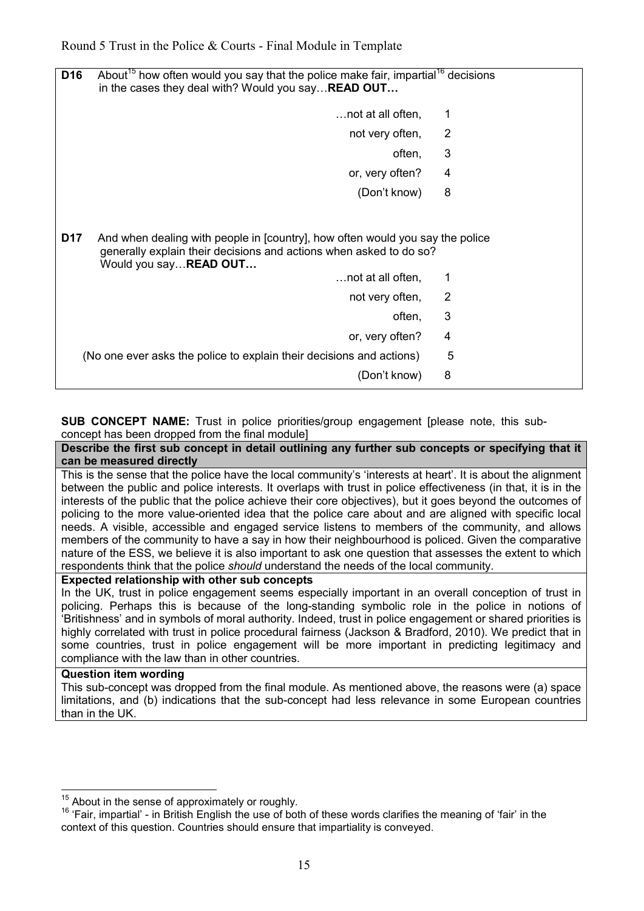**D16** About[15] how often would you say that the police make fair, impartial[16] decisions in the cases they deal with? Would you say…**READ OUT…**

| | |
|---|---|
| …not at all often, | 1 |
| not very often, | 2 |
| often, | 3 |
| or, very often? | 4 |
| (Don't know) | 8 |

**D17** And when dealing with people in [country], how often would you say the police generally explain their decisions and actions when asked to do so? Would you say…**READ OUT…**

| | |
|---|---|
| …not at all often, | 1 |
| not very often, | 2 |
| often, | 3 |
| or, very often? | 4 |
| (No one ever asks the police to explain their decisions and actions) | 5 |
| (Don't know) | 8 |

**SUB CONCEPT NAME:** Trust in police priorities/group engagement [please note, this sub-concept has been dropped from the final module]

**Describe the first sub concept in detail outlining any further sub concepts or specifying that it can be measured directly**

This is the sense that the police have the local community's 'interests at heart'. It is about the alignment between the public and police interests. It overlaps with trust in police effectiveness (in that, it is in the interests of the public that the police achieve their core objectives), but it goes beyond the outcomes of policing to the more value-oriented idea that the police care about and are aligned with specific local needs. A visible, accessible and engaged service listens to members of the community, and allows members of the community to have a say in how their neighbourhood is policed. Given the comparative nature of the ESS, we believe it is also important to ask one question that assesses the extent to which respondents think that the police *should* understand the needs of the local community.

**Expected relationship with other sub concepts**

In the UK, trust in police engagement seems especially important in an overall conception of trust in policing. Perhaps this is because of the long-standing symbolic role in the police in notions of 'Britishness' and in symbols of moral authority. Indeed, trust in police engagement or shared priorities is highly correlated with trust in police procedural fairness (Jackson & Bradford, 2010). We predict that in some countries, trust in police engagement will be more important in predicting legitimacy and compliance with the law than in other countries.

**Question item wording**

This sub-concept was dropped from the final module. As mentioned above, the reasons were (a) space limitations, and (b) indications that the sub-concept had less relevance in some European countries than in the UK.

---

[15] About in the sense of approximately or roughly.

[16] 'Fair, impartial' - in British English the use of both of these words clarifies the meaning of 'fair' in the context of this question. Countries should ensure that impartiality is conveyed.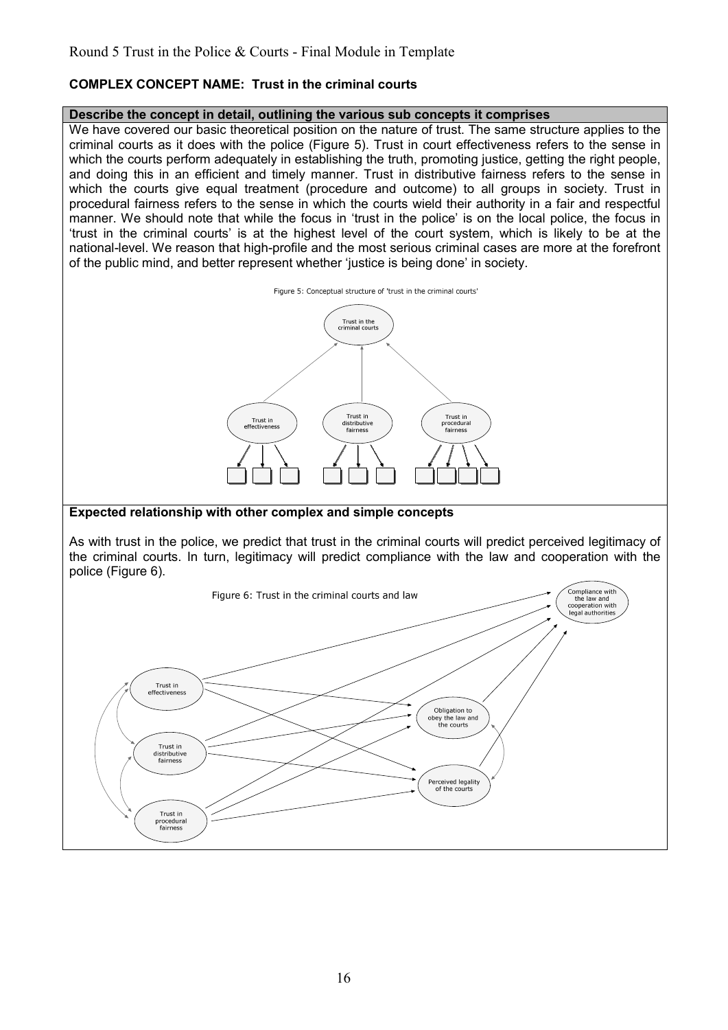Round 5 Trust in the Police & Courts - Final Module in Template

**COMPLEX CONCEPT NAME: Trust in the criminal courts**

**Describe the concept in detail, outlining the various sub concepts it comprises**

We have covered our basic theoretical position on the nature of trust. The same structure applies to the criminal courts as it does with the police (Figure 5). Trust in court effectiveness refers to the sense in which the courts perform adequately in establishing the truth, promoting justice, getting the right people, and doing this in an efficient and timely manner. Trust in distributive fairness refers to the sense in which the courts give equal treatment (procedure and outcome) to all groups in society. Trust in procedural fairness refers to the sense in which the courts wield their authority in a fair and respectful manner. We should note that while the focus in 'trust in the police' is on the local police, the focus in 'trust in the criminal courts' is at the highest level of the court system, which is likely to be at the national-level. We reason that high-profile and the most serious criminal cases are more at the forefront of the public mind, and better represent whether 'justice is being done' in society.

Figure 5: Conceptual structure of 'trust in the criminal courts'

**Expected relationship with other complex and simple concepts**

As with trust in the police, we predict that trust in the criminal courts will predict perceived legitimacy of the criminal courts. In turn, legitimacy will predict compliance with the law and cooperation with the police (Figure 6).

Figure 6: Trust in the criminal courts and law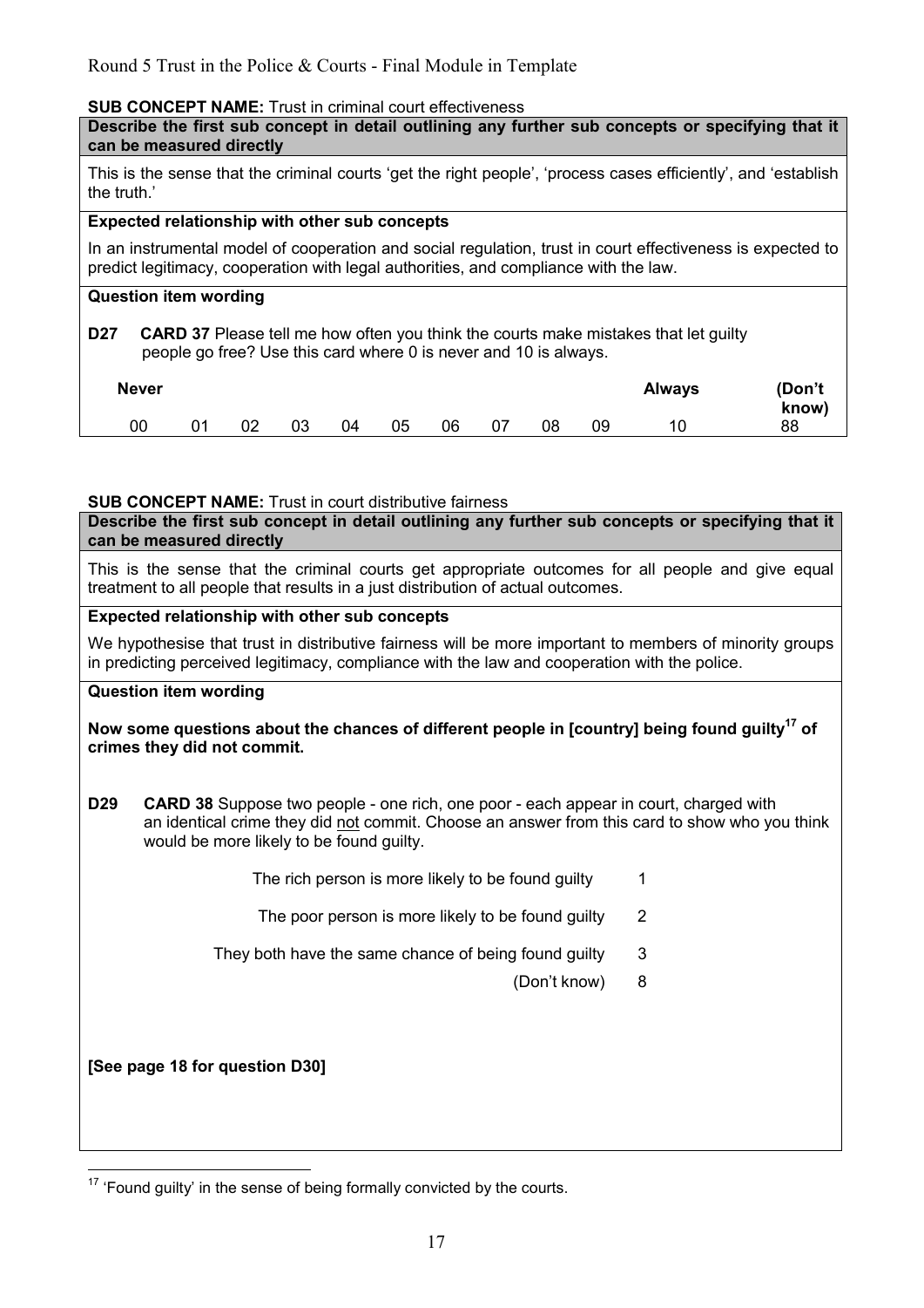**SUB CONCEPT NAME:** Trust in criminal court effectiveness

**Describe the first sub concept in detail outlining any further sub concepts or specifying that it can be measured directly**

This is the sense that the criminal courts 'get the right people', 'process cases efficiently', and 'establish the truth.'

**Expected relationship with other sub concepts**

In an instrumental model of cooperation and social regulation, trust in court effectiveness is expected to predict legitimacy, cooperation with legal authorities, and compliance with the law.

**Question item wording**

**D27** **CARD 37** Please tell me how often you think the courts make mistakes that let guilty people go free? Use this card where 0 is never and 10 is always.

| Never | | | | | | | | | | Always | (Don't know) |
|---|---|---|---|---|---|---|---|---|---|---|---|
| 00 | 01 | 02 | 03 | 04 | 05 | 06 | 07 | 08 | 09 | 10 | 88 |

**SUB CONCEPT NAME:** Trust in court distributive fairness

**Describe the first sub concept in detail outlining any further sub concepts or specifying that it can be measured directly**

This is the sense that the criminal courts get appropriate outcomes for all people and give equal treatment to all people that results in a just distribution of actual outcomes.

**Expected relationship with other sub concepts**

We hypothesise that trust in distributive fairness will be more important to members of minority groups in predicting perceived legitimacy, compliance with the law and cooperation with the police.

**Question item wording**

**Now some questions about the chances of different people in [country] being found guilty[17] of crimes they did not commit.**

**D29** **CARD 38** Suppose two people - one rich, one poor - each appear in court, charged with an identical crime they did not commit. Choose an answer from this card to show who you think would be more likely to be found guilty.

| | |
|---|---|
| The rich person is more likely to be found guilty | 1 |
| The poor person is more likely to be found guilty | 2 |
| They both have the same chance of being found guilty | 3 |
| (Don't know) | 8 |

**[See page 18 for question D30]**

---

[17] 'Found guilty' in the sense of being formally convicted by the courts.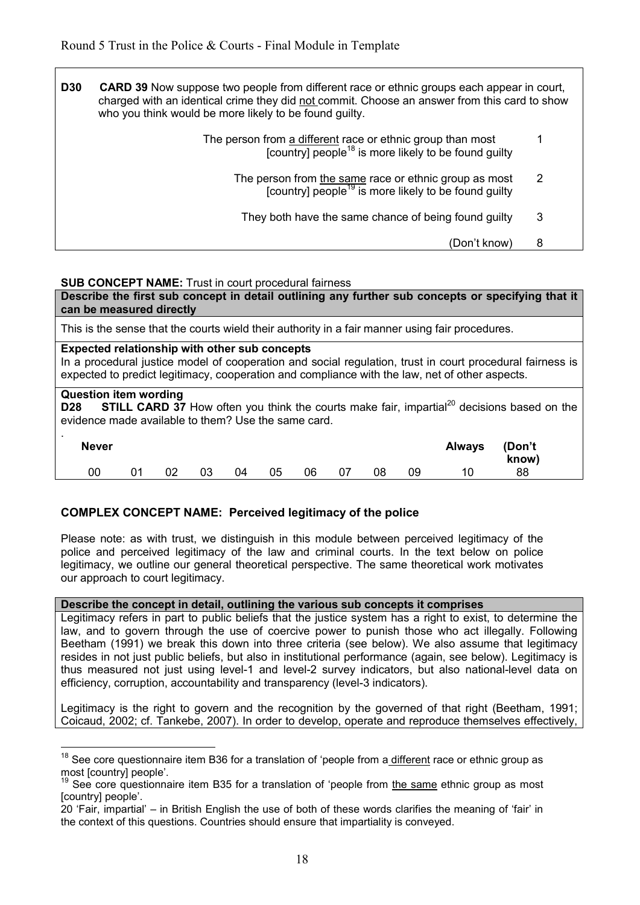**D30** **CARD 39** Now suppose two people from different race or ethnic groups each appear in court, charged with an identical crime they did not commit. Choose an answer from this card to show who you think would be more likely to be found guilty.

| | |
|---|---|
| The person from a different race or ethnic group than most [country] people[18] is more likely to be found guilty | 1 |
| The person from the same race or ethnic group as most [country] people[19] is more likely to be found guilty | 2 |
| They both have the same chance of being found guilty | 3 |
| (Don't know) | 8 |

**SUB CONCEPT NAME:** Trust in court procedural fairness

**Describe the first sub concept in detail outlining any further sub concepts or specifying that it can be measured directly**

This is the sense that the courts wield their authority in a fair manner using fair procedures.

**Expected relationship with other sub concepts**

In a procedural justice model of cooperation and social regulation, trust in court procedural fairness is expected to predict legitimacy, cooperation and compliance with the law, net of other aspects.

**Question item wording**

**D28** **STILL CARD 37** How often you think the courts make fair, impartial[20] decisions based on the evidence made available to them? Use the same card.

| Never | | | | | | | | | | Always | (Don't know) |
|---|---|---|---|---|---|---|---|---|---|---|---|
| 00 | 01 | 02 | 03 | 04 | 05 | 06 | 07 | 08 | 09 | 10 | 88 |

## COMPLEX CONCEPT NAME: Perceived legitimacy of the police

Please note: as with trust, we distinguish in this module between perceived legitimacy of the police and perceived legitimacy of the law and criminal courts. In the text below on police legitimacy, we outline our general theoretical perspective. The same theoretical work motivates our approach to court legitimacy.

**Describe the concept in detail, outlining the various sub concepts it comprises**

Legitimacy refers in part to public beliefs that the justice system has a right to exist, to determine the law, and to govern through the use of coercive power to punish those who act illegally. Following Beetham (1991) we break this down into three criteria (see below). We also assume that legitimacy resides in not just public beliefs, but also in institutional performance (again, see below). Legitimacy is thus measured not just using level-1 and level-2 survey indicators, but also national-level data on efficiency, corruption, accountability and transparency (level-3 indicators).

Legitimacy is the right to govern and the recognition by the governed of that right (Beetham, 1991; Coicaud, 2002; cf. Tankebe, 2007). In order to develop, operate and reproduce themselves effectively,

---

[18] See core questionnaire item B36 for a translation of 'people from a different race or ethnic group as most [country] people'.

[19] See core questionnaire item B35 for a translation of 'people from the same ethnic group as most [country] people'.

[20] 'Fair, impartial' – in British English the use of both of these words clarifies the meaning of 'fair' in the context of this questions. Countries should ensure that impartiality is conveyed.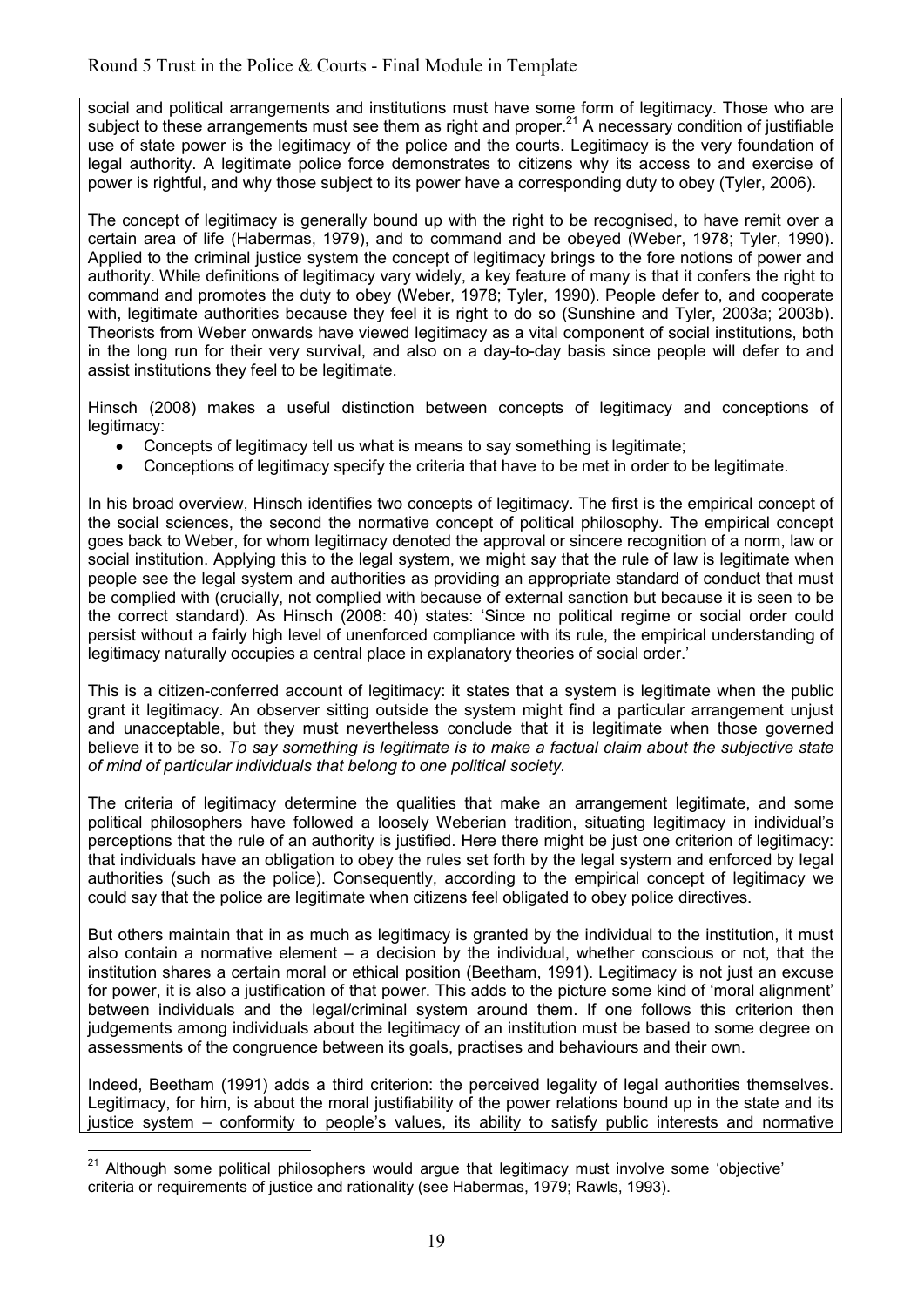social and political arrangements and institutions must have some form of legitimacy. Those who are subject to these arrangements must see them as right and proper.[21] A necessary condition of justifiable use of state power is the legitimacy of the police and the courts. Legitimacy is the very foundation of legal authority. A legitimate police force demonstrates to citizens why its access to and exercise of power is rightful, and why those subject to its power have a corresponding duty to obey (Tyler, 2006).

The concept of legitimacy is generally bound up with the right to be recognised, to have remit over a certain area of life (Habermas, 1979), and to command and be obeyed (Weber, 1978; Tyler, 1990). Applied to the criminal justice system the concept of legitimacy brings to the fore notions of power and authority. While definitions of legitimacy vary widely, a key feature of many is that it confers the right to command and promotes the duty to obey (Weber, 1978; Tyler, 1990). People defer to, and cooperate with, legitimate authorities because they feel it is right to do so (Sunshine and Tyler, 2003a; 2003b). Theorists from Weber onwards have viewed legitimacy as a vital component of social institutions, both in the long run for their very survival, and also on a day-to-day basis since people will defer to and assist institutions they feel to be legitimate.

Hinsch (2008) makes a useful distinction between concepts of legitimacy and conceptions of legitimacy:

- Concepts of legitimacy tell us what is means to say something is legitimate;
- Conceptions of legitimacy specify the criteria that have to be met in order to be legitimate.

In his broad overview, Hinsch identifies two concepts of legitimacy. The first is the empirical concept of the social sciences, the second the normative concept of political philosophy. The empirical concept goes back to Weber, for whom legitimacy denoted the approval or sincere recognition of a norm, law or social institution. Applying this to the legal system, we might say that the rule of law is legitimate when people see the legal system and authorities as providing an appropriate standard of conduct that must be complied with (crucially, not complied with because of external sanction but because it is seen to be the correct standard). As Hinsch (2008: 40) states: 'Since no political regime or social order could persist without a fairly high level of unenforced compliance with its rule, the empirical understanding of legitimacy naturally occupies a central place in explanatory theories of social order.'

This is a citizen-conferred account of legitimacy: it states that a system is legitimate when the public grant it legitimacy. An observer sitting outside the system might find a particular arrangement unjust and unacceptable, but they must nevertheless conclude that it is legitimate when those governed believe it to be so. *To say something is legitimate is to make a factual claim about the subjective state of mind of particular individuals that belong to one political society.*

The criteria of legitimacy determine the qualities that make an arrangement legitimate, and some political philosophers have followed a loosely Weberian tradition, situating legitimacy in individual's perceptions that the rule of an authority is justified. Here there might be just one criterion of legitimacy: that individuals have an obligation to obey the rules set forth by the legal system and enforced by legal authorities (such as the police). Consequently, according to the empirical concept of legitimacy we could say that the police are legitimate when citizens feel obligated to obey police directives.

But others maintain that in as much as legitimacy is granted by the individual to the institution, it must also contain a normative element – a decision by the individual, whether conscious or not, that the institution shares a certain moral or ethical position (Beetham, 1991). Legitimacy is not just an excuse for power, it is also a justification of that power. This adds to the picture some kind of 'moral alignment' between individuals and the legal/criminal system around them. If one follows this criterion then judgements among individuals about the legitimacy of an institution must be based to some degree on assessments of the congruence between its goals, practises and behaviours and their own.

Indeed, Beetham (1991) adds a third criterion: the perceived legality of legal authorities themselves. Legitimacy, for him, is about the moral justifiability of the power relations bound up in the state and its justice system – conformity to people's values, its ability to satisfy public interests and normative

[21] Although some political philosophers would argue that legitimacy must involve some 'objective' criteria or requirements of justice and rationality (see Habermas, 1979; Rawls, 1993).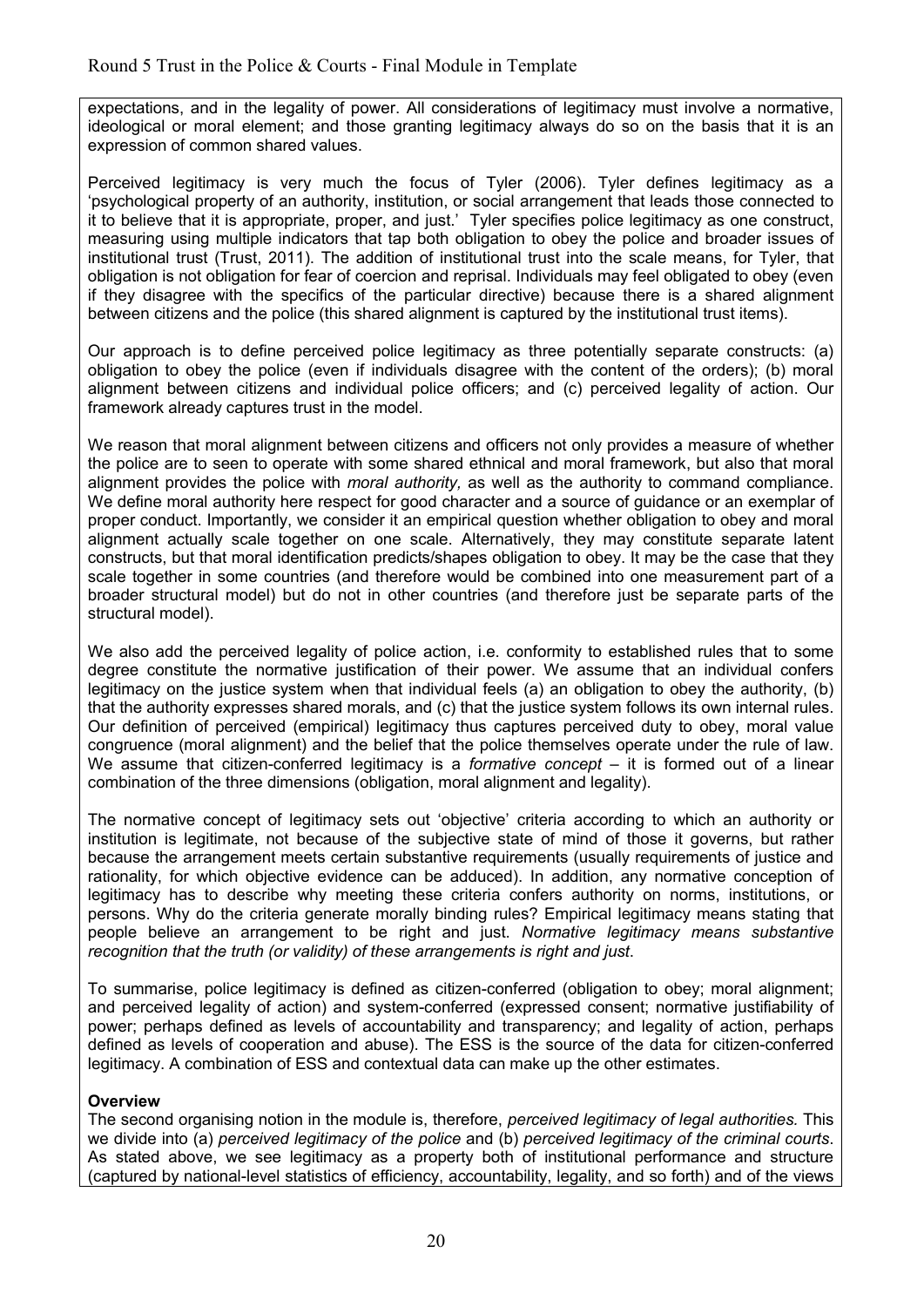expectations, and in the legality of power. All considerations of legitimacy must involve a normative, ideological or moral element; and those granting legitimacy always do so on the basis that it is an expression of common shared values.

Perceived legitimacy is very much the focus of Tyler (2006). Tyler defines legitimacy as a 'psychological property of an authority, institution, or social arrangement that leads those connected to it to believe that it is appropriate, proper, and just.' Tyler specifies police legitimacy as one construct, measuring using multiple indicators that tap both obligation to obey the police and broader issues of institutional trust (Trust, 2011). The addition of institutional trust into the scale means, for Tyler, that obligation is not obligation for fear of coercion and reprisal. Individuals may feel obligated to obey (even if they disagree with the specifics of the particular directive) because there is a shared alignment between citizens and the police (this shared alignment is captured by the institutional trust items).

Our approach is to define perceived police legitimacy as three potentially separate constructs: (a) obligation to obey the police (even if individuals disagree with the content of the orders); (b) moral alignment between citizens and individual police officers; and (c) perceived legality of action. Our framework already captures trust in the model.

We reason that moral alignment between citizens and officers not only provides a measure of whether the police are to seen to operate with some shared ethnical and moral framework, but also that moral alignment provides the police with *moral authority,* as well as the authority to command compliance. We define moral authority here respect for good character and a source of guidance or an exemplar of proper conduct. Importantly, we consider it an empirical question whether obligation to obey and moral alignment actually scale together on one scale. Alternatively, they may constitute separate latent constructs, but that moral identification predicts/shapes obligation to obey. It may be the case that they scale together in some countries (and therefore would be combined into one measurement part of a broader structural model) but do not in other countries (and therefore just be separate parts of the structural model).

We also add the perceived legality of police action, i.e. conformity to established rules that to some degree constitute the normative justification of their power. We assume that an individual confers legitimacy on the justice system when that individual feels (a) an obligation to obey the authority, (b) that the authority expresses shared morals, and (c) that the justice system follows its own internal rules. Our definition of perceived (empirical) legitimacy thus captures perceived duty to obey, moral value congruence (moral alignment) and the belief that the police themselves operate under the rule of law. We assume that citizen-conferred legitimacy is a *formative concept* – it is formed out of a linear combination of the three dimensions (obligation, moral alignment and legality).

The normative concept of legitimacy sets out 'objective' criteria according to which an authority or institution is legitimate, not because of the subjective state of mind of those it governs, but rather because the arrangement meets certain substantive requirements (usually requirements of justice and rationality, for which objective evidence can be adduced). In addition, any normative conception of legitimacy has to describe why meeting these criteria confers authority on norms, institutions, or persons. Why do the criteria generate morally binding rules? Empirical legitimacy means stating that people believe an arrangement to be right and just. *Normative legitimacy means substantive recognition that the truth (or validity) of these arrangements is right and just*.

To summarise, police legitimacy is defined as citizen-conferred (obligation to obey; moral alignment; and perceived legality of action) and system-conferred (expressed consent; normative justifiability of power; perhaps defined as levels of accountability and transparency; and legality of action, perhaps defined as levels of cooperation and abuse). The ESS is the source of the data for citizen-conferred legitimacy. A combination of ESS and contextual data can make up the other estimates.

**Overview**

The second organising notion in the module is, therefore, *perceived legitimacy of legal authorities.* This we divide into (a) *perceived legitimacy of the police* and (b) *perceived legitimacy of the criminal courts*. As stated above, we see legitimacy as a property both of institutional performance and structure (captured by national-level statistics of efficiency, accountability, legality, and so forth) and of the views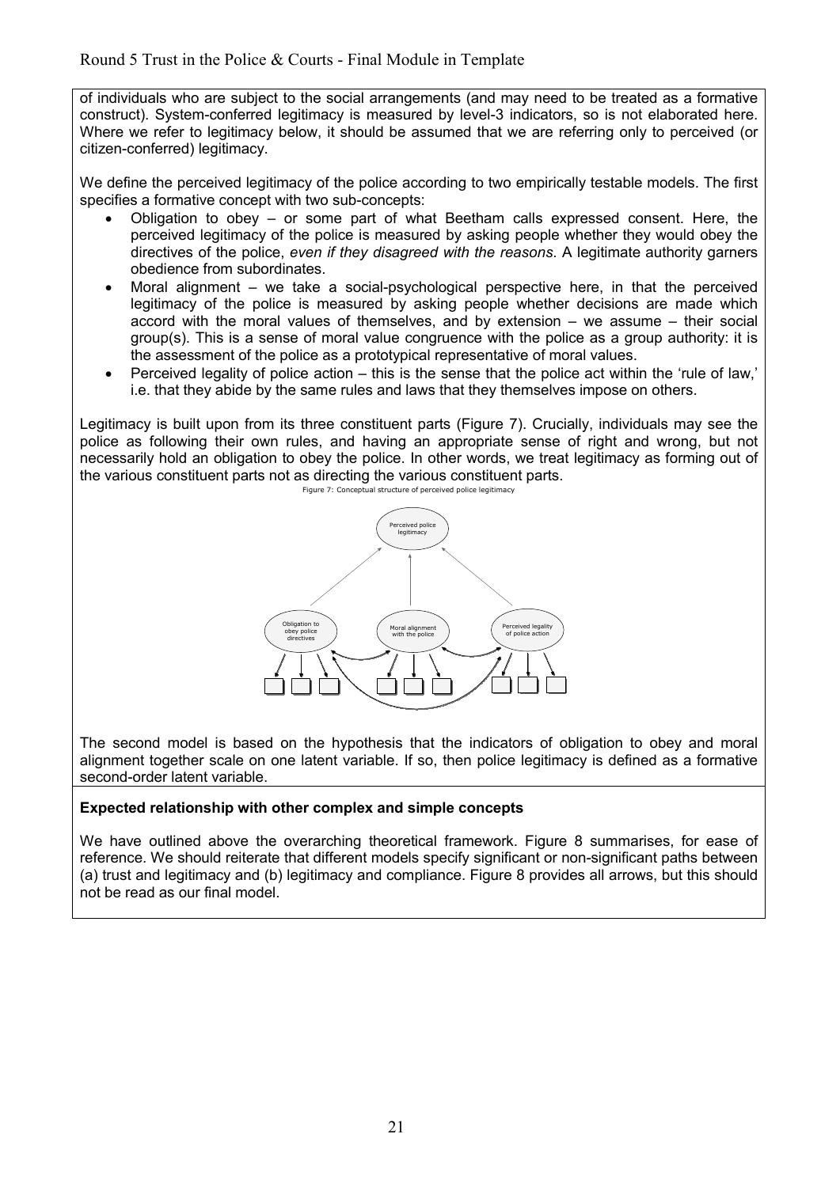of individuals who are subject to the social arrangements (and may need to be treated as a formative construct). System-conferred legitimacy is measured by level-3 indicators, so is not elaborated here. Where we refer to legitimacy below, it should be assumed that we are referring only to perceived (or citizen-conferred) legitimacy.

We define the perceived legitimacy of the police according to two empirically testable models. The first specifies a formative concept with two sub-concepts:

- Obligation to obey – or some part of what Beetham calls expressed consent. Here, the perceived legitimacy of the police is measured by asking people whether they would obey the directives of the police, *even if they disagreed with the reasons*. A legitimate authority garners obedience from subordinates.
- Moral alignment – we take a social-psychological perspective here, in that the perceived legitimacy of the police is measured by asking people whether decisions are made which accord with the moral values of themselves, and by extension – we assume – their social group(s). This is a sense of moral value congruence with the police as a group authority: it is the assessment of the police as a prototypical representative of moral values.
- Perceived legality of police action – this is the sense that the police act within the 'rule of law,' i.e. that they abide by the same rules and laws that they themselves impose on others.

Legitimacy is built upon from its three constituent parts (Figure 7). Crucially, individuals may see the police as following their own rules, and having an appropriate sense of right and wrong, but not necessarily hold an obligation to obey the police. In other words, we treat legitimacy as forming out of the various constituent parts not as directing the various constituent parts.

Figure 7: Conceptual structure of perceived police legitimacy

The second model is based on the hypothesis that the indicators of obligation to obey and moral alignment together scale on one latent variable. If so, then police legitimacy is defined as a formative second-order latent variable.

**Expected relationship with other complex and simple concepts**

We have outlined above the overarching theoretical framework. Figure 8 summarises, for ease of reference. We should reiterate that different models specify significant or non-significant paths between (a) trust and legitimacy and (b) legitimacy and compliance. Figure 8 provides all arrows, but this should not be read as our final model.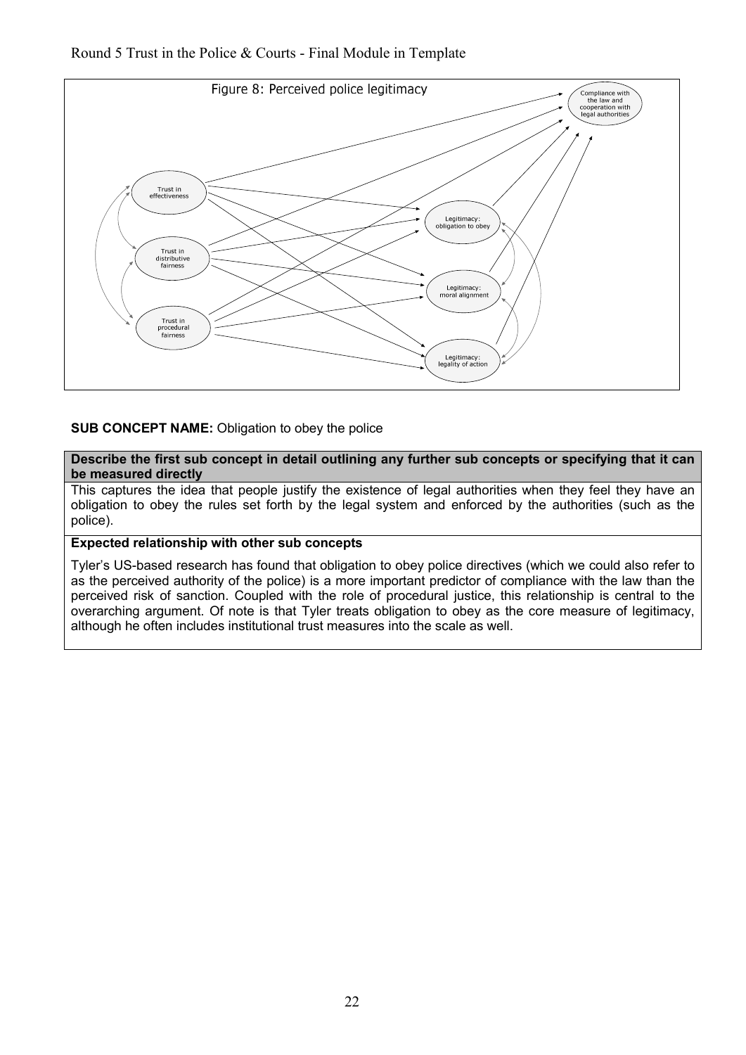Figure 8: Perceived police legitimacy

**SUB CONCEPT NAME:** Obligation to obey the police

| **Describe the first sub concept in detail outlining any further sub concepts or specifying that it can be measured directly** |
|---|
| This captures the idea that people justify the existence of legal authorities when they feel they have an obligation to obey the rules set forth by the legal system and enforced by the authorities (such as the police). |
| **Expected relationship with other sub concepts** |
| Tyler's US-based research has found that obligation to obey police directives (which we could also refer to as the perceived authority of the police) is a more important predictor of compliance with the law than the perceived risk of sanction. Coupled with the role of procedural justice, this relationship is central to the overarching argument. Of note is that Tyler treats obligation to obey as the core measure of legitimacy, although he often includes institutional trust measures into the scale as well. |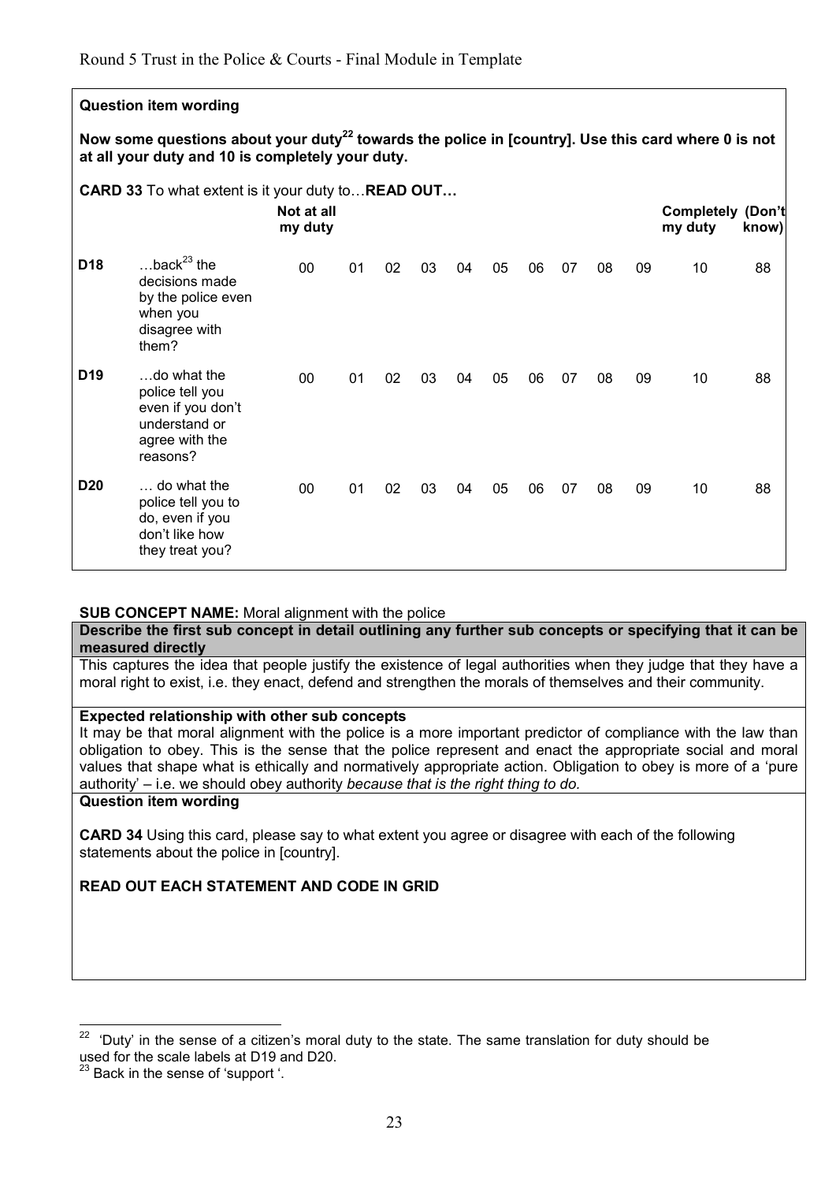**Question item wording**

**Now some questions about your duty[22] towards the police in [country]. Use this card where 0 is not at all your duty and 10 is completely your duty.**

**CARD 33** To what extent is it your duty to…**READ OUT…**

| | | Not at all my duty | | | | | | | | | | Completely my duty | (Don't know) |
|---|---|---|---|---|---|---|---|---|---|---|---|---|---|
| **D18** | …back[23] the decisions made by the police even when you disagree with them? | 00 | 01 | 02 | 03 | 04 | 05 | 06 | 07 | 08 | 09 | 10 | 88 |
| **D19** | …do what the police tell you even if you don't understand or agree with the reasons? | 00 | 01 | 02 | 03 | 04 | 05 | 06 | 07 | 08 | 09 | 10 | 88 |
| **D20** | … do what the police tell you to do, even if you don't like how they treat you? | 00 | 01 | 02 | 03 | 04 | 05 | 06 | 07 | 08 | 09 | 10 | 88 |

**SUB CONCEPT NAME:** Moral alignment with the police

**Describe the first sub concept in detail outlining any further sub concepts or specifying that it can be measured directly**

This captures the idea that people justify the existence of legal authorities when they judge that they have a moral right to exist, i.e. they enact, defend and strengthen the morals of themselves and their community.

**Expected relationship with other sub concepts**

It may be that moral alignment with the police is a more important predictor of compliance with the law than obligation to obey. This is the sense that the police represent and enact the appropriate social and moral values that shape what is ethically and normatively appropriate action. Obligation to obey is more of a 'pure authority' – i.e. we should obey authority *because that is the right thing to do.*

**Question item wording**

**CARD 34** Using this card, please say to what extent you agree or disagree with each of the following statements about the police in [country].

**READ OUT EACH STATEMENT AND CODE IN GRID**

---

[22] 'Duty' in the sense of a citizen's moral duty to the state. The same translation for duty should be used for the scale labels at D19 and D20.

[23] Back in the sense of 'support '.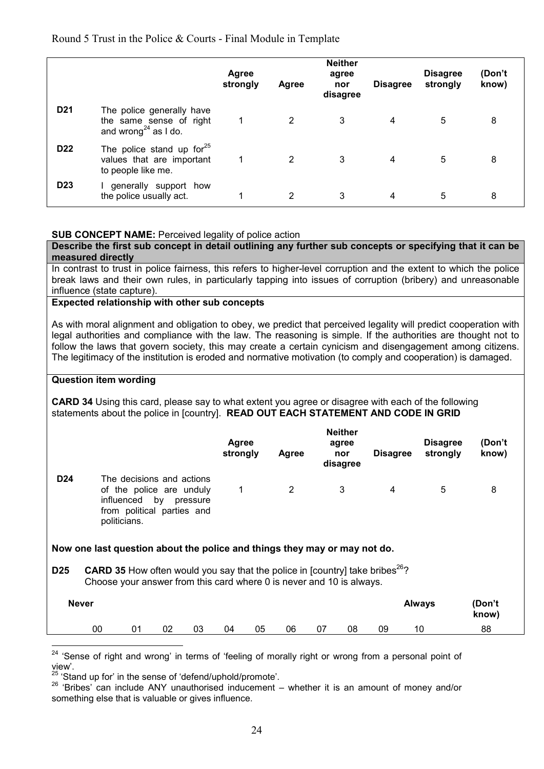| | | Agree strongly | Agree | Neither agree nor disagree | Disagree | Disagree strongly | (Don't know) |
|---|---|---|---|---|---|---|---|
| **D21** | The police generally have the same sense of right and wrong[24] as I do. | 1 | 2 | 3 | 4 | 5 | 8 |
| **D22** | The police stand up for[25] values that are important to people like me. | 1 | 2 | 3 | 4 | 5 | 8 |
| **D23** | I generally support how the police usually act. | 1 | 2 | 3 | 4 | 5 | 8 |

**SUB CONCEPT NAME:** Perceived legality of police action

**Describe the first sub concept in detail outlining any further sub concepts or specifying that it can be measured directly**

In contrast to trust in police fairness, this refers to higher-level corruption and the extent to which the police break laws and their own rules, in particularly tapping into issues of corruption (bribery) and unreasonable influence (state capture).

**Expected relationship with other sub concepts**

As with moral alignment and obligation to obey, we predict that perceived legality will predict cooperation with legal authorities and compliance with the law. The reasoning is simple. If the authorities are thought not to follow the laws that govern society, this may create a certain cynicism and disengagement among citizens. The legitimacy of the institution is eroded and normative motivation (to comply and cooperation) is damaged.

**Question item wording**

**CARD 34** Using this card, please say to what extent you agree or disagree with each of the following statements about the police in [country]. **READ OUT EACH STATEMENT AND CODE IN GRID**

| | | Agree strongly | Agree | Neither agree nor disagree | Disagree | Disagree strongly | (Don't know) |
|---|---|---|---|---|---|---|---|
| **D24** | The decisions and actions of the police are unduly influenced by pressure from political parties and politicians. | 1 | 2 | 3 | 4 | 5 | 8 |

**Now one last question about the police and things they may or may not do.**

**D25** **CARD 35** How often would you say that the police in [country] take bribes[26]? Choose your answer from this card where 0 is never and 10 is always.

| Never | | | | | | | | | | Always | (Don't know) |
|---|---|---|---|---|---|---|---|---|---|---|---|
| 00 | 01 | 02 | 03 | 04 | 05 | 06 | 07 | 08 | 09 | 10 | 88 |

---

[24] 'Sense of right and wrong' in terms of 'feeling of morally right or wrong from a personal point of view'.

[25] 'Stand up for' in the sense of 'defend/uphold/promote'.

[26] 'Bribes' can include ANY unauthorised inducement – whether it is an amount of money and/or something else that is valuable or gives influence.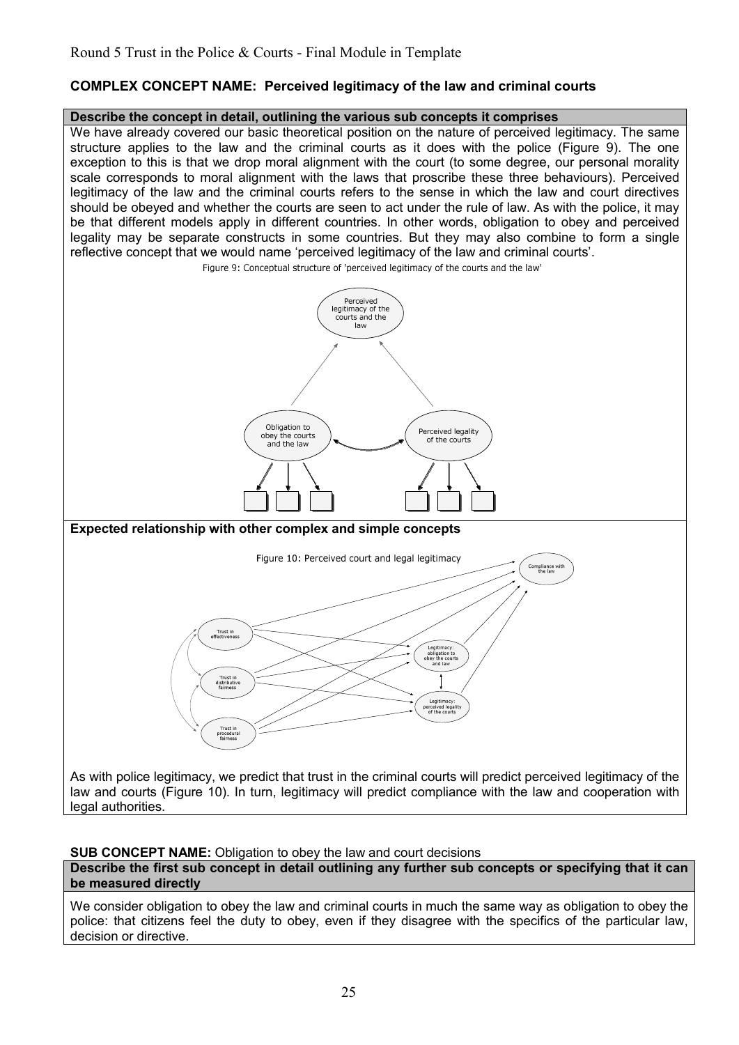Round 5 Trust in the Police & Courts - Final Module in Template

**COMPLEX CONCEPT NAME: Perceived legitimacy of the law and criminal courts**

**Describe the concept in detail, outlining the various sub concepts it comprises**

We have already covered our basic theoretical position on the nature of perceived legitimacy. The same structure applies to the law and the criminal courts as it does with the police (Figure 9). The one exception to this is that we drop moral alignment with the court (to some degree, our personal morality scale corresponds to moral alignment with the laws that proscribe these three behaviours). Perceived legitimacy of the law and the criminal courts refers to the sense in which the law and court directives should be obeyed and whether the courts are seen to act under the rule of law. As with the police, it may be that different models apply in different countries. In other words, obligation to obey and perceived legality may be separate constructs in some countries. But they may also combine to form a single reflective concept that we would name 'perceived legitimacy of the law and criminal courts'.

Figure 9: Conceptual structure of 'perceived legitimacy of the courts and the law'

**Expected relationship with other complex and simple concepts**

Figure 10: Perceived court and legal legitimacy

As with police legitimacy, we predict that trust in the criminal courts will predict perceived legitimacy of the law and courts (Figure 10). In turn, legitimacy will predict compliance with the law and cooperation with legal authorities.

**SUB CONCEPT NAME:** Obligation to obey the law and court decisions

**Describe the first sub concept in detail outlining any further sub concepts or specifying that it can be measured directly**

We consider obligation to obey the law and criminal courts in much the same way as obligation to obey the police: that citizens feel the duty to obey, even if they disagree with the specifics of the particular law, decision or directive.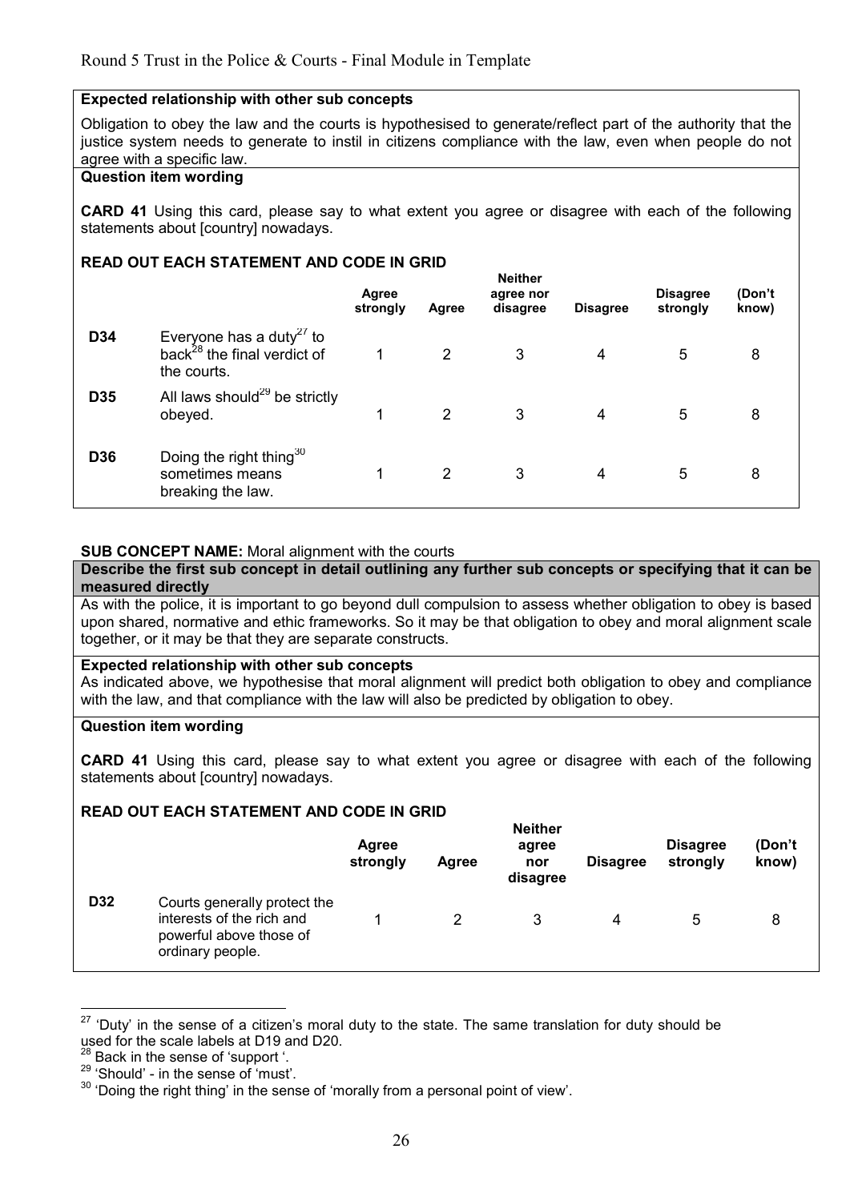**Expected relationship with other sub concepts**

Obligation to obey the law and the courts is hypothesised to generate/reflect part of the authority that the justice system needs to generate to instil in citizens compliance with the law, even when people do not agree with a specific law.

**Question item wording**

**CARD 41** Using this card, please say to what extent you agree or disagree with each of the following statements about [country] nowadays.

**READ OUT EACH STATEMENT AND CODE IN GRID**

| | | Agree strongly | Agree | Neither agree nor disagree | Disagree | Disagree strongly | (Don't know) |
|---|---|---|---|---|---|---|---|
| **D34** | Everyone has a duty[27] to back[28] the final verdict of the courts. | 1 | 2 | 3 | 4 | 5 | 8 |
| **D35** | All laws should[29] be strictly obeyed. | 1 | 2 | 3 | 4 | 5 | 8 |
| **D36** | Doing the right thing[30] sometimes means breaking the law. | 1 | 2 | 3 | 4 | 5 | 8 |

**SUB CONCEPT NAME:** Moral alignment with the courts

**Describe the first sub concept in detail outlining any further sub concepts or specifying that it can be measured directly**

As with the police, it is important to go beyond dull compulsion to assess whether obligation to obey is based upon shared, normative and ethic frameworks. So it may be that obligation to obey and moral alignment scale together, or it may be that they are separate constructs.

**Expected relationship with other sub concepts**

As indicated above, we hypothesise that moral alignment will predict both obligation to obey and compliance with the law, and that compliance with the law will also be predicted by obligation to obey.

**Question item wording**

**CARD 41** Using this card, please say to what extent you agree or disagree with each of the following statements about [country] nowadays.

**READ OUT EACH STATEMENT AND CODE IN GRID**

| | | Agree strongly | Agree | Neither agree nor disagree | Disagree | Disagree strongly | (Don't know) |
|---|---|---|---|---|---|---|---|
| **D32** | Courts generally protect the interests of the rich and powerful above those of ordinary people. | 1 | 2 | 3 | 4 | 5 | 8 |

---

[27] 'Duty' in the sense of a citizen's moral duty to the state. The same translation for duty should be used for the scale labels at D19 and D20.

[28] Back in the sense of 'support '.

[29] 'Should' - in the sense of 'must'.

[30] 'Doing the right thing' in the sense of 'morally from a personal point of view'.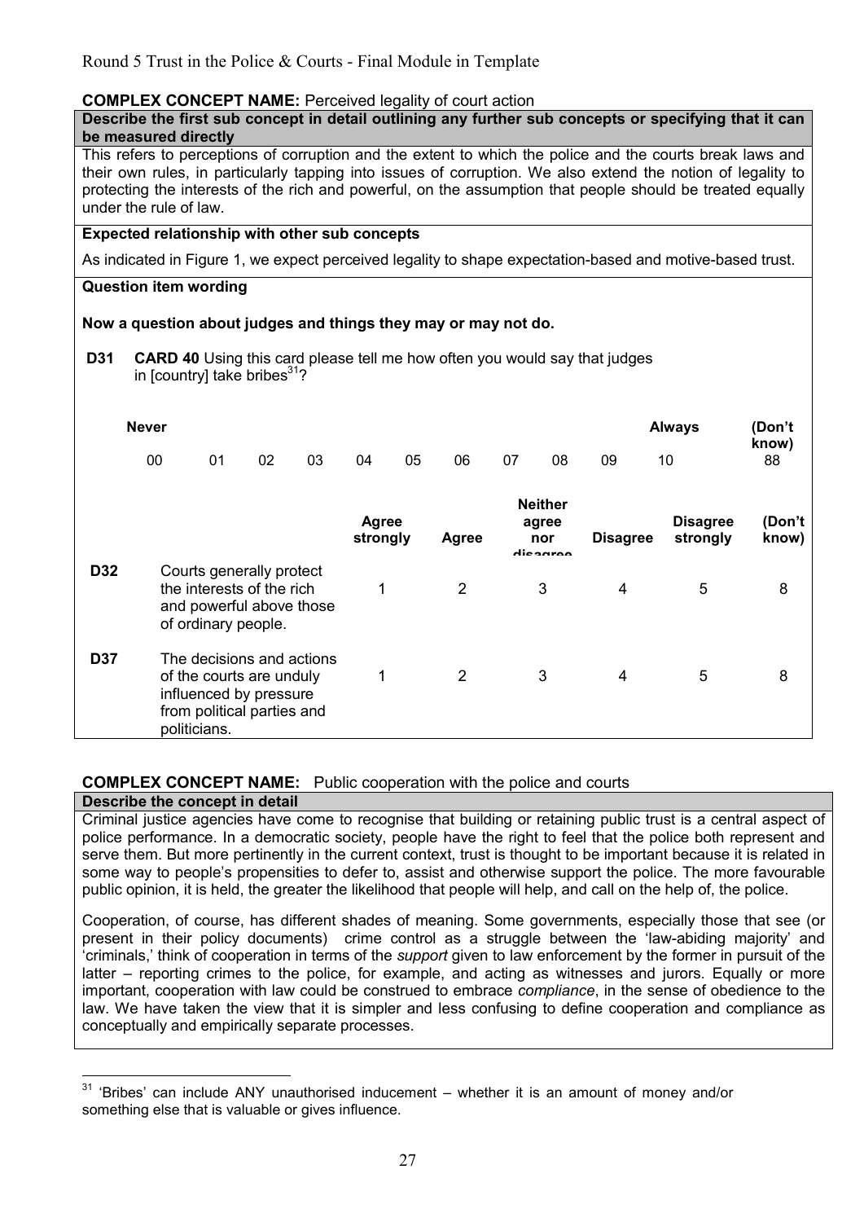Round 5 Trust in the Police & Courts - Final Module in Template

**COMPLEX CONCEPT NAME:** Perceived legality of court action

**Describe the first sub concept in detail outlining any further sub concepts or specifying that it can be measured directly**

This refers to perceptions of corruption and the extent to which the police and the courts break laws and their own rules, in particular tapping into issues of corruption. We also extend the notion of legality to protecting the interests of the rich and powerful, on the assumption that people should be treated equally under the rule of law.

**Expected relationship with other sub concepts**

As indicated in Figure 1, we expect perceived legality to shape expectation-based and motive-based trust.

**Question item wording**

**Now a question about judges and things they may or may not do.**

**D31** **CARD 40** Using this card please tell me how often you would say that judges in [country] take bribes[31]?

| Never | | | | | | | | | | Always | (Don't know) |
|---|---|---|---|---|---|---|---|---|---|---|---|
| 00 | 01 | 02 | 03 | 04 | 05 | 06 | 07 | 08 | 09 | 10 | 88 |

| | | Agree strongly | Agree | Neither agree nor disagree | Disagree | Disagree strongly | (Don't know) |
|---|---|---|---|---|---|---|---|
| **D32** | Courts generally protect the interests of the rich and powerful above those of ordinary people. | 1 | 2 | 3 | 4 | 5 | 8 |
| **D37** | The decisions and actions of the courts are unduly influenced by pressure from political parties and politicians. | 1 | 2 | 3 | 4 | 5 | 8 |

**COMPLEX CONCEPT NAME:** Public cooperation with the police and courts

**Describe the concept in detail**

Criminal justice agencies have come to recognise that building or retaining public trust is a central aspect of police performance. In a democratic society, people have the right to feel that the police both represent and serve them. But more pertinently in the current context, trust is thought to be important because it is related in some way to people's propensities to defer to, assist and otherwise support the police. The more favourable public opinion, it is held, the greater the likelihood that people will help, and call on the help of, the police.

Cooperation, of course, has different shades of meaning. Some governments, especially those that see (or present in their policy documents) crime control as a struggle between the 'law-abiding majority' and 'criminals,' think of cooperation in terms of the *support* given to law enforcement by the former in pursuit of the latter – reporting crimes to the police, for example, and acting as witnesses and jurors. Equally or more important, cooperation with law could be construed to embrace *compliance*, in the sense of obedience to the law. We have taken the view that it is simpler and less confusing to define cooperation and compliance as conceptually and empirically separate processes.

[31] 'Bribes' can include ANY unauthorised inducement – whether it is an amount of money and/or something else that is valuable or gives influence.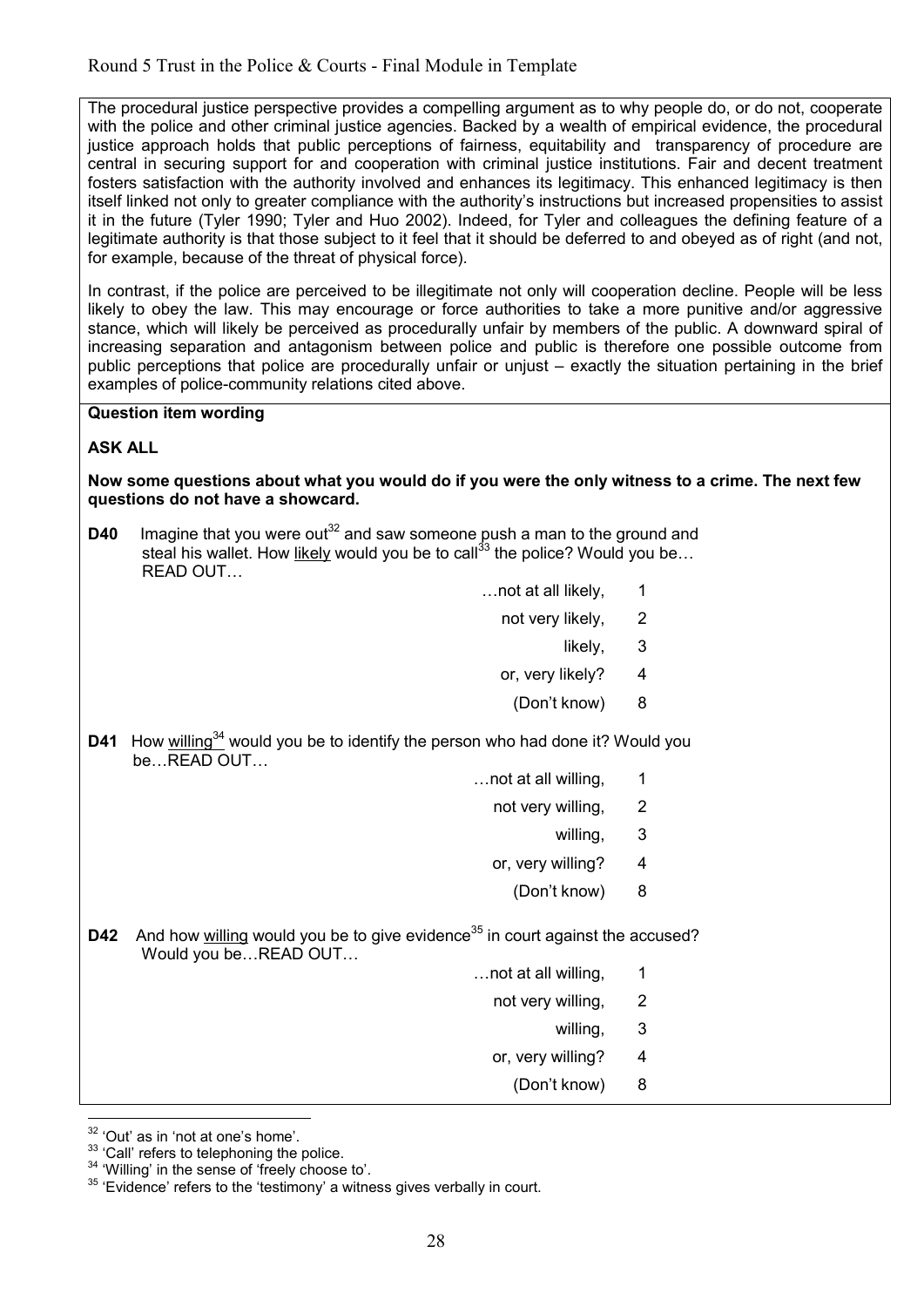The procedural justice perspective provides a compelling argument as to why people do, or do not, cooperate with the police and other criminal justice agencies. Backed by a wealth of empirical evidence, the procedural justice approach holds that public perceptions of fairness, equitability and transparency of procedure are central in securing support for and cooperation with criminal justice institutions. Fair and decent treatment fosters satisfaction with the authority involved and enhances its legitimacy. This enhanced legitimacy is then itself linked not only to greater compliance with the authority's instructions but increased propensities to assist it in the future (Tyler 1990; Tyler and Huo 2002). Indeed, for Tyler and colleagues the defining feature of a legitimate authority is that those subject to it feel that it should be deferred to and obeyed as of right (and not, for example, because of the threat of physical force).

In contrast, if the police are perceived to be illegitimate not only will cooperation decline. People will be less likely to obey the law. This may encourage or force authorities to take a more punitive and/or aggressive stance, which will likely be perceived as procedurally unfair by members of the public. A downward spiral of increasing separation and antagonism between police and public is therefore one possible outcome from public perceptions that police are procedurally unfair or unjust – exactly the situation pertaining in the brief examples of police-community relations cited above.

**Question item wording**

**ASK ALL**

**Now some questions about what you would do if you were the only witness to a crime. The next few questions do not have a showcard.**

**D40** Imagine that you were out[32] and saw someone push a man to the ground and steal his wallet. How likely would you be to call[33] the police? Would you be… READ OUT…

| | |
|---|---|
| …not at all likely, | 1 |
| not very likely, | 2 |
| likely, | 3 |
| or, very likely? | 4 |
| (Don't know) | 8 |

**D41** How willing[34] would you be to identify the person who had done it? Would you be…READ OUT…

| | |
|---|---|
| …not at all willing, | 1 |
| not very willing, | 2 |
| willing, | 3 |
| or, very willing? | 4 |
| (Don't know) | 8 |

**D42** And how willing would you be to give evidence[35] in court against the accused? Would you be…READ OUT…

| | |
|---|---|
| …not at all willing, | 1 |
| not very willing, | 2 |
| willing, | 3 |
| or, very willing? | 4 |
| (Don't know) | 8 |

[32] 'Out' as in 'not at one's home'.
[33] 'Call' refers to telephoning the police.
[34] 'Willing' in the sense of 'freely choose to'.
[35] 'Evidence' refers to the 'testimony' a witness gives verbally in court.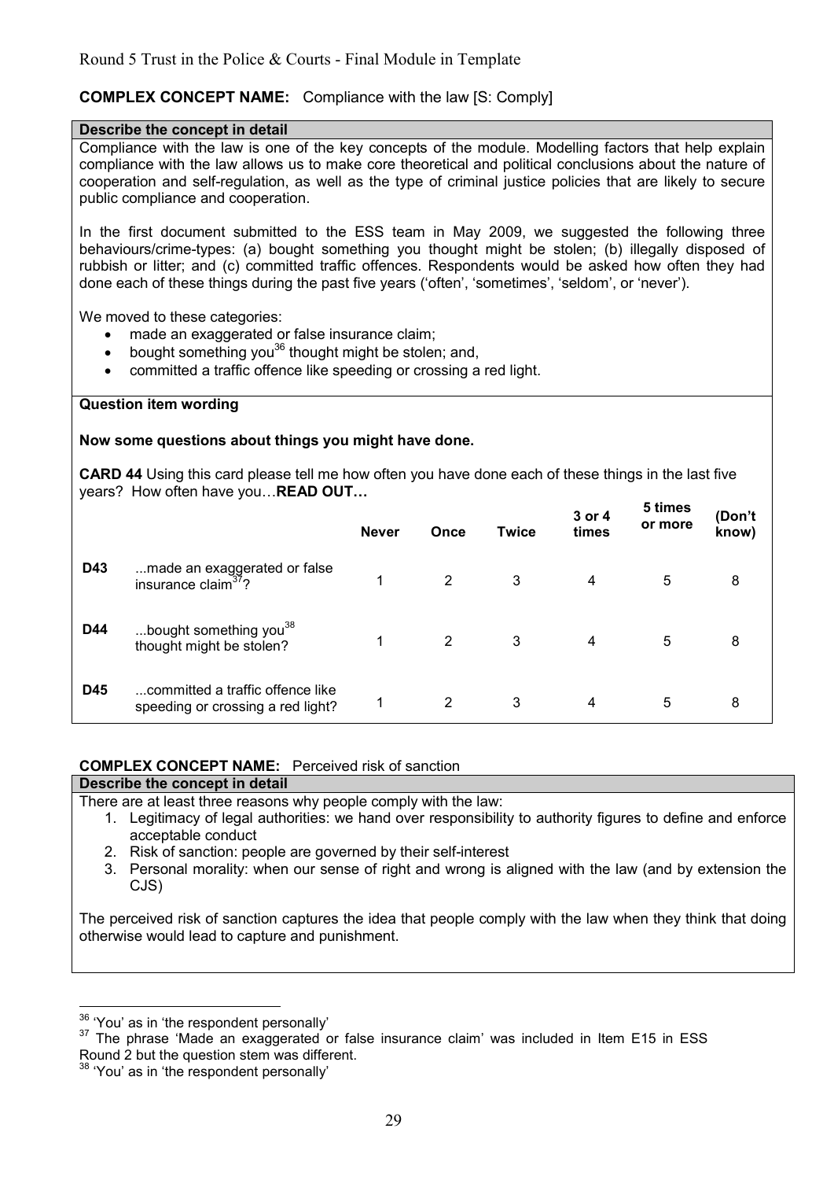Round 5 Trust in the Police & Courts - Final Module in Template

**COMPLEX CONCEPT NAME:** Compliance with the law [S: Comply]

**Describe the concept in detail**

Compliance with the law is one of the key concepts of the module. Modelling factors that help explain compliance with the law allows us to make core theoretical and political conclusions about the nature of cooperation and self-regulation, as well as the type of criminal justice policies that are likely to secure public compliance and cooperation.

In the first document submitted to the ESS team in May 2009, we suggested the following three behaviours/crime-types: (a) bought something you thought might be stolen; (b) illegally disposed of rubbish or litter; and (c) committed traffic offences. Respondents would be asked how often they had done each of these things during the past five years ('often', 'sometimes', 'seldom', or 'never').

We moved to these categories:

- made an exaggerated or false insurance claim;
- bought something you[36] thought might be stolen; and,
- committed a traffic offence like speeding or crossing a red light.

**Question item wording**

**Now some questions about things you might have done.**

**CARD 44** Using this card please tell me how often you have done each of these things in the last five years? How often have you…**READ OUT…**

| | | **Never** | **Once** | **Twice** | **3 or 4 times** | **5 times or more** | **(Don't know)** |
|---|---|---|---|---|---|---|---|
| **D43** | ...made an exaggerated or false insurance claim[37]? | 1 | 2 | 3 | 4 | 5 | 8 |
| **D44** | ...bought something you[38] thought might be stolen? | 1 | 2 | 3 | 4 | 5 | 8 |
| **D45** | ...committed a traffic offence like speeding or crossing a red light? | 1 | 2 | 3 | 4 | 5 | 8 |

**COMPLEX CONCEPT NAME:** Perceived risk of sanction

**Describe the concept in detail**

There are at least three reasons why people comply with the law:

1. Legitimacy of legal authorities: we hand over responsibility to authority figures to define and enforce acceptable conduct
2. Risk of sanction: people are governed by their self-interest
3. Personal morality: when our sense of right and wrong is aligned with the law (and by extension the CJS)

The perceived risk of sanction captures the idea that people comply with the law when they think that doing otherwise would lead to capture and punishment.

---

[36] 'You' as in 'the respondent personally'

[37] The phrase 'Made an exaggerated or false insurance claim' was included in Item E15 in ESS Round 2 but the question stem was different.

[38] 'You' as in 'the respondent personally'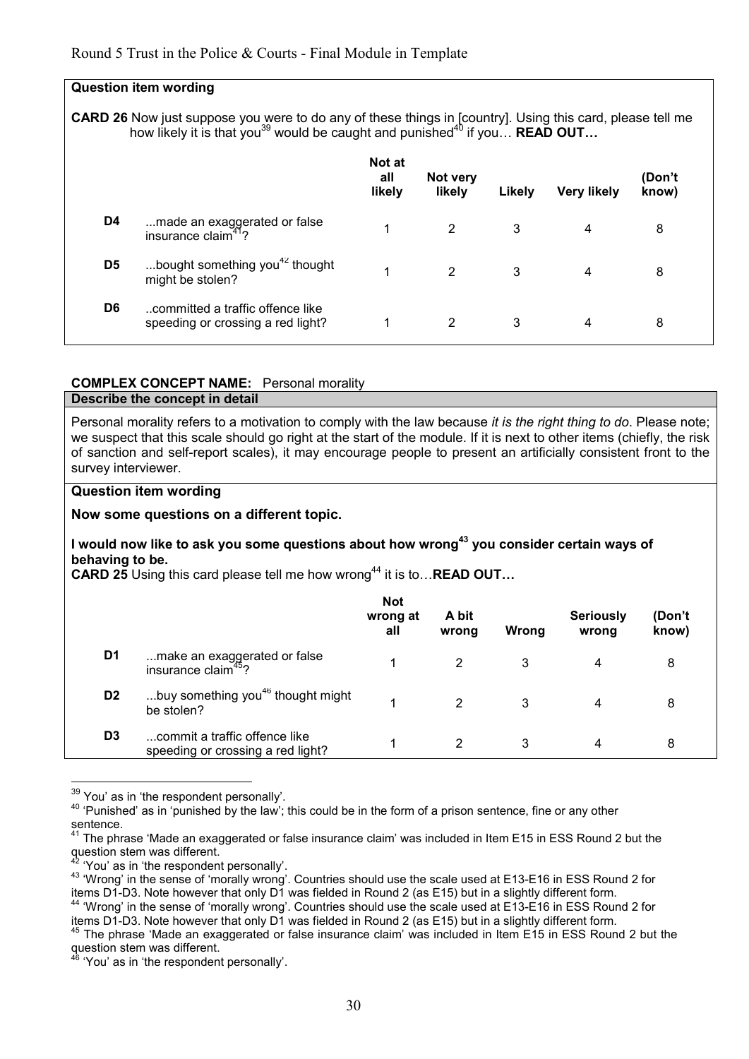**Question item wording**

**CARD 26** Now just suppose you were to do any of these things in [country]. Using this card, please tell me how likely it is that you[39] would be caught and punished[40] if you… **READ OUT…**

| | | Not at all likely | Not very likely | Likely | Very likely | (Don't know) |
|---|---|---|---|---|---|---|
| **D4** | ...made an exaggerated or false insurance claim[41]? | 1 | 2 | 3 | 4 | 8 |
| **D5** | ...bought something you[42] thought might be stolen? | 1 | 2 | 3 | 4 | 8 |
| **D6** | ..committed a traffic offence like speeding or crossing a red light? | 1 | 2 | 3 | 4 | 8 |

**COMPLEX CONCEPT NAME:** Personal morality

**Describe the concept in detail**

Personal morality refers to a motivation to comply with the law because *it is the right thing to do*. Please note; we suspect that this scale should go right at the start of the module. If it is next to other items (chiefly, the risk of sanction and self-report scales), it may encourage people to present an artificially consistent front to the survey interviewer.

**Question item wording**

**Now some questions on a different topic.**

**I would now like to ask you some questions about how wrong[43] you consider certain ways of behaving to be.**

**CARD 25** Using this card please tell me how wrong[44] it is to…**READ OUT…**

| | | Not wrong at all | A bit wrong | Wrong | Seriously wrong | (Don't know) |
|---|---|---|---|---|---|---|
| **D1** | ...make an exaggerated or false insurance claim[45]? | 1 | 2 | 3 | 4 | 8 |
| **D2** | ...buy something you[46] thought might be stolen? | 1 | 2 | 3 | 4 | 8 |
| **D3** | ...commit a traffic offence like speeding or crossing a red light? | 1 | 2 | 3 | 4 | 8 |

---

[39] 'You' as in 'the respondent personally'.

[40] 'Punished' as in 'punished by the law'; this could be in the form of a prison sentence, fine or any other sentence.

[41] The phrase 'Made an exaggerated or false insurance claim' was included in Item E15 in ESS Round 2 but the question stem was different.

[42] 'You' as in 'the respondent personally'.

[43] 'Wrong' in the sense of 'morally wrong'. Countries should use the scale used at E13-E16 in ESS Round 2 for items D1-D3. Note however that only D1 was fielded in Round 2 (as E15) but in a slightly different form.

[44] 'Wrong' in the sense of 'morally wrong'. Countries should use the scale used at E13-E16 in ESS Round 2 for items D1-D3. Note however that only D1 was fielded in Round 2 (as E15) but in a slightly different form.

[45] The phrase 'Made an exaggerated or false insurance claim' was included in Item E15 in ESS Round 2 but the question stem was different.

[46] 'You' as in 'the respondent personally'.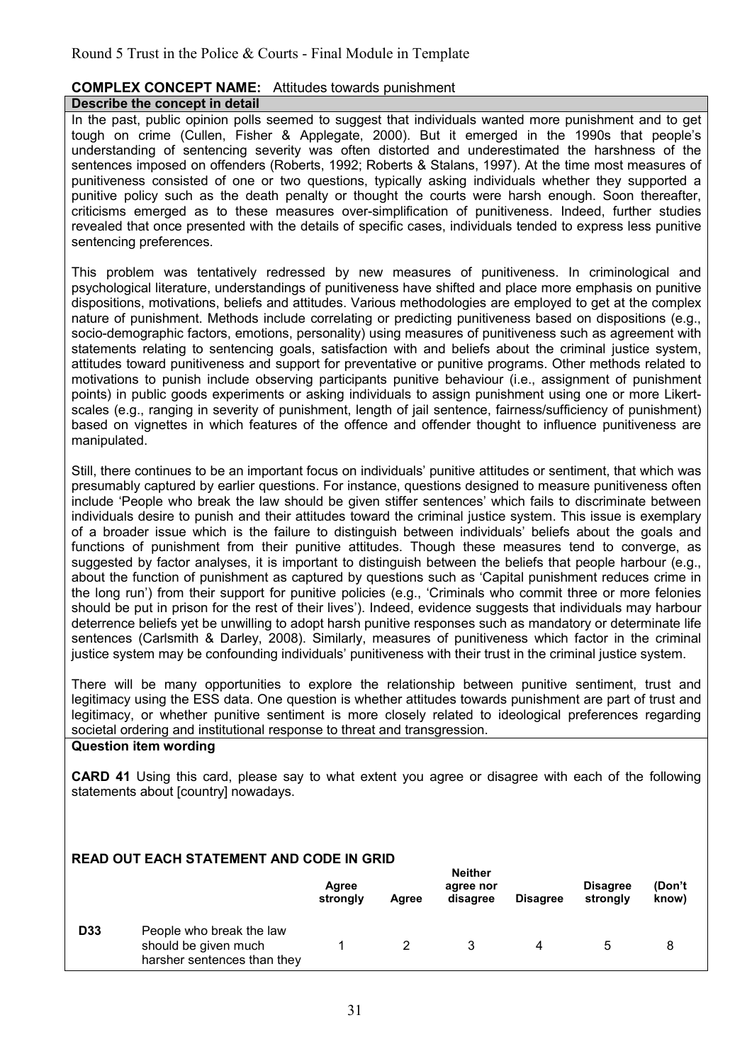Round 5 Trust in the Police & Courts - Final Module in Template

**COMPLEX CONCEPT NAME:** Attitudes towards punishment

**Describe the concept in detail**

In the past, public opinion polls seemed to suggest that individuals wanted more punishment and to get tough on crime (Cullen, Fisher & Applegate, 2000). But it emerged in the 1990s that people's understanding of sentencing severity was often distorted and underestimated the harshness of the sentences imposed on offenders (Roberts, 1992; Roberts & Stalans, 1997). At the time most measures of punitiveness consisted of one or two questions, typically asking individuals whether they supported a punitive policy such as the death penalty or thought the courts were harsh enough. Soon thereafter, criticisms emerged as to these measures over-simplification of punitiveness. Indeed, further studies revealed that once presented with the details of specific cases, individuals tended to express less punitive sentencing preferences.

This problem was tentatively redressed by new measures of punitiveness. In criminological and psychological literature, understandings of punitiveness have shifted and place more emphasis on punitive dispositions, motivations, beliefs and attitudes. Various methodologies are employed to get at the complex nature of punishment. Methods include correlating or predicting punitiveness based on dispositions (e.g., socio-demographic factors, emotions, personality) using measures of punitiveness such as agreement with statements relating to sentencing goals, satisfaction with and beliefs about the criminal justice system, attitudes toward punitiveness and support for preventative or punitive programs. Other methods related to motivations to punish include observing participants punitive behaviour (i.e., assignment of punishment points) in public goods experiments or asking individuals to assign punishment using one or more Likert-scales (e.g., ranging in severity of punishment, length of jail sentence, fairness/sufficiency of punishment) based on vignettes in which features of the offence and offender thought to influence punitiveness are manipulated.

Still, there continues to be an important focus on individuals' punitive attitudes or sentiment, that which was presumably captured by earlier questions. For instance, questions designed to measure punitiveness often include 'People who break the law should be given stiffer sentences' which fails to discriminate between individuals desire to punish and their attitudes toward the criminal justice system. This issue is exemplary of a broader issue which is the failure to distinguish between individuals' beliefs about the goals and functions of punishment from their punitive attitudes. Though these measures tend to converge, as suggested by factor analyses, it is important to distinguish between the beliefs that people harbour (e.g., about the function of punishment as captured by questions such as 'Capital punishment reduces crime in the long run') from their support for punitive policies (e.g., 'Criminals who commit three or more felonies should be put in prison for the rest of their lives'). Indeed, evidence suggests that individuals may harbour deterrence beliefs yet be unwilling to adopt harsh punitive responses such as mandatory or determinate life sentences (Carlsmith & Darley, 2008). Similarly, measures of punitiveness which factor in the criminal justice system may be confounding individuals' punitiveness with their trust in the criminal justice system.

There will be many opportunities to explore the relationship between punitive sentiment, trust and legitimacy using the ESS data. One question is whether attitudes towards punishment are part of trust and legitimacy, or whether punitive sentiment is more closely related to ideological preferences regarding societal ordering and institutional response to threat and transgression.

**Question item wording**

**CARD 41** Using this card, please say to what extent you agree or disagree with each of the following statements about [country] nowadays.

**READ OUT EACH STATEMENT AND CODE IN GRID**

| | | Agree strongly | Agree | Neither agree nor disagree | Disagree | Disagree strongly | (Don't know) |
|---|---|---|---|---|---|---|---|
| **D33** | People who break the law should be given much harsher sentences than they | 1 | 2 | 3 | 4 | 5 | 8 |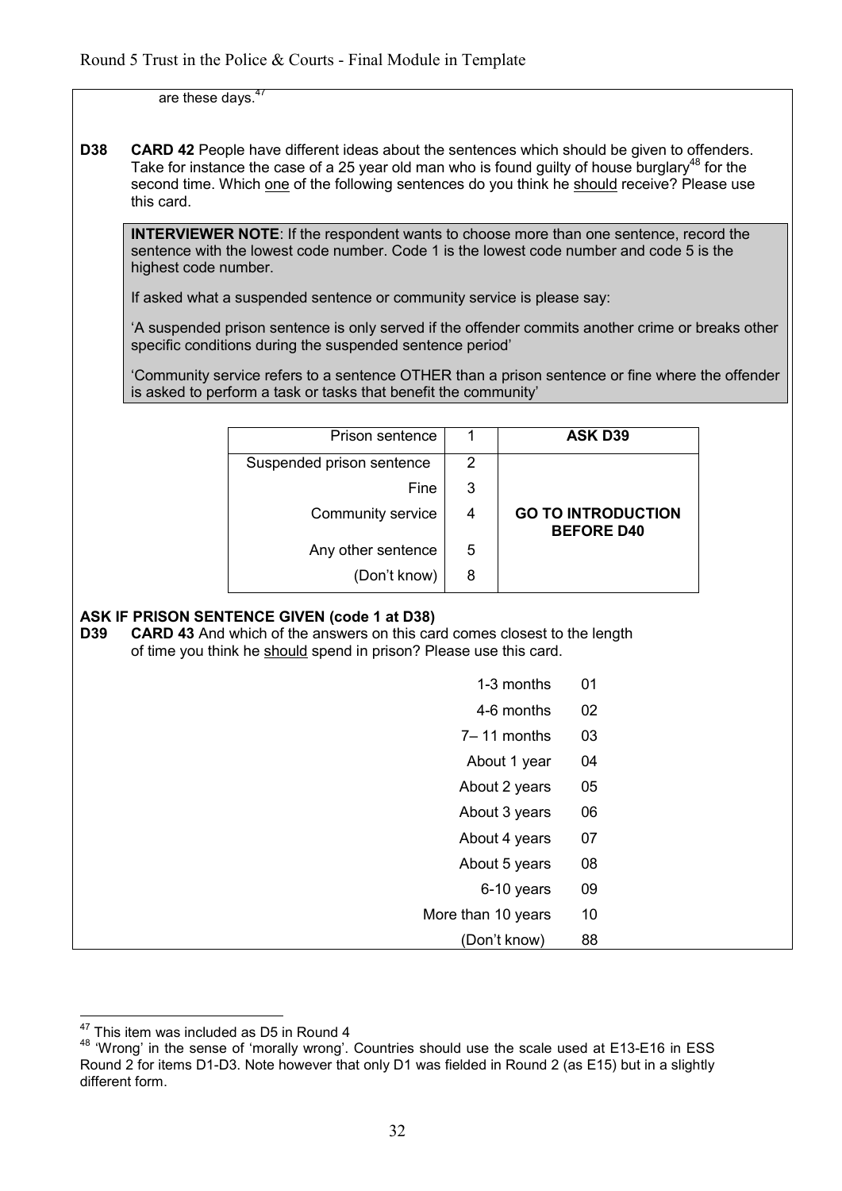are these days.[47]

**D38** **CARD 42** People have different ideas about the sentences which should be given to offenders. Take for instance the case of a 25 year old man who is found guilty of house burglary[48] for the second time. Which one of the following sentences do you think he should receive? Please use this card.

> **INTERVIEWER NOTE**: If the respondent wants to choose more than one sentence, record the sentence with the lowest code number. Code 1 is the lowest code number and code 5 is the highest code number.
>
> If asked what a suspended sentence or community service is please say:
>
> 'A suspended prison sentence is only served if the offender commits another crime or breaks other specific conditions during the suspended sentence period'
>
> 'Community service refers to a sentence OTHER than a prison sentence or fine where the offender is asked to perform a task or tasks that benefit the community'

| | | |
|---|---|---|
| Prison sentence | 1 | **ASK D39** |
| Suspended prison sentence | 2 | **GO TO INTRODUCTION BEFORE D40** |
| Fine | 3 | |
| Community service | 4 | |
| Any other sentence | 5 | |
| (Don't know) | 8 | |

**ASK IF PRISON SENTENCE GIVEN (code 1 at D38)**

**D39** **CARD 43** And which of the answers on this card comes closest to the length of time you think he should spend in prison? Please use this card.

| | |
|---|---|
| 1-3 months | 01 |
| 4-6 months | 02 |
| 7– 11 months | 03 |
| About 1 year | 04 |
| About 2 years | 05 |
| About 3 years | 06 |
| About 4 years | 07 |
| About 5 years | 08 |
| 6-10 years | 09 |
| More than 10 years | 10 |
| (Don't know) | 88 |

---

[47] This item was included as D5 in Round 4

[48] 'Wrong' in the sense of 'morally wrong'. Countries should use the scale used at E13-E16 in ESS Round 2 for items D1-D3. Note however that only D1 was fielded in Round 2 (as E15) but in a slightly different form.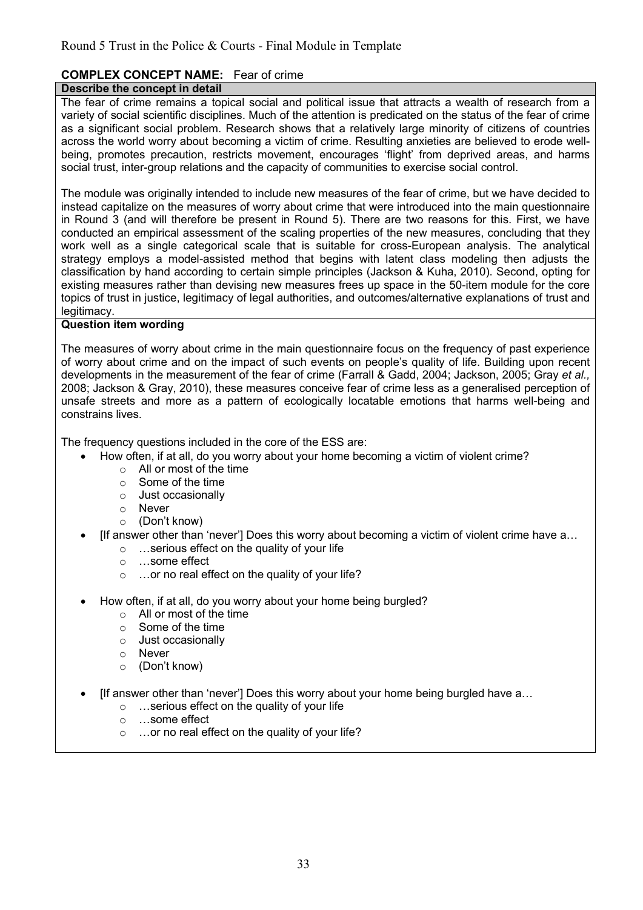Round 5 Trust in the Police & Courts - Final Module in Template

**COMPLEX CONCEPT NAME:** Fear of crime

**Describe the concept in detail**

The fear of crime remains a topical social and political issue that attracts a wealth of research from a variety of social scientific disciplines. Much of the attention is predicated on the status of the fear of crime as a significant social problem. Research shows that a relatively large minority of citizens of countries across the world worry about becoming a victim of crime. Resulting anxieties are believed to erode well-being, promotes precaution, restricts movement, encourages 'flight' from deprived areas, and harms social trust, inter-group relations and the capacity of communities to exercise social control.

The module was originally intended to include new measures of the fear of crime, but we have decided to instead capitalize on the measures of worry about crime that were introduced into the main questionnaire in Round 3 (and will therefore be present in Round 5). There are two reasons for this. First, we have conducted an empirical assessment of the scaling properties of the new measures, concluding that they work well as a single categorical scale that is suitable for cross-European analysis. The analytical strategy employs a model-assisted method that begins with latent class modeling then adjusts the classification by hand according to certain simple principles (Jackson & Kuha, 2010). Second, opting for existing measures rather than devising new measures frees up space in the 50-item module for the core topics of trust in justice, legitimacy of legal authorities, and outcomes/alternative explanations of trust and legitimacy.

**Question item wording**

The measures of worry about crime in the main questionnaire focus on the frequency of past experience of worry about crime and on the impact of such events on people's quality of life. Building upon recent developments in the measurement of the fear of crime (Farrall & Gadd, 2004; Jackson, 2005; Gray *et al.,* 2008; Jackson & Gray, 2010), these measures conceive fear of crime less as a generalised perception of unsafe streets and more as a pattern of ecologically locatable emotions that harms well-being and constrains lives.

The frequency questions included in the core of the ESS are:

- How often, if at all, do you worry about your home becoming a victim of violent crime?
    - All or most of the time
    - Some of the time
    - Just occasionally
    - Never
    - (Don't know)
- [If answer other than 'never'] Does this worry about becoming a victim of violent crime have a…
    - …serious effect on the quality of your life
    - …some effect
    - …or no real effect on the quality of your life?
- How often, if at all, do you worry about your home being burgled?
    - All or most of the time
    - Some of the time
    - Just occasionally
    - Never
    - (Don't know)
- [If answer other than 'never'] Does this worry about your home being burgled have a…
    - …serious effect on the quality of your life
    - …some effect
    - …or no real effect on the quality of your life?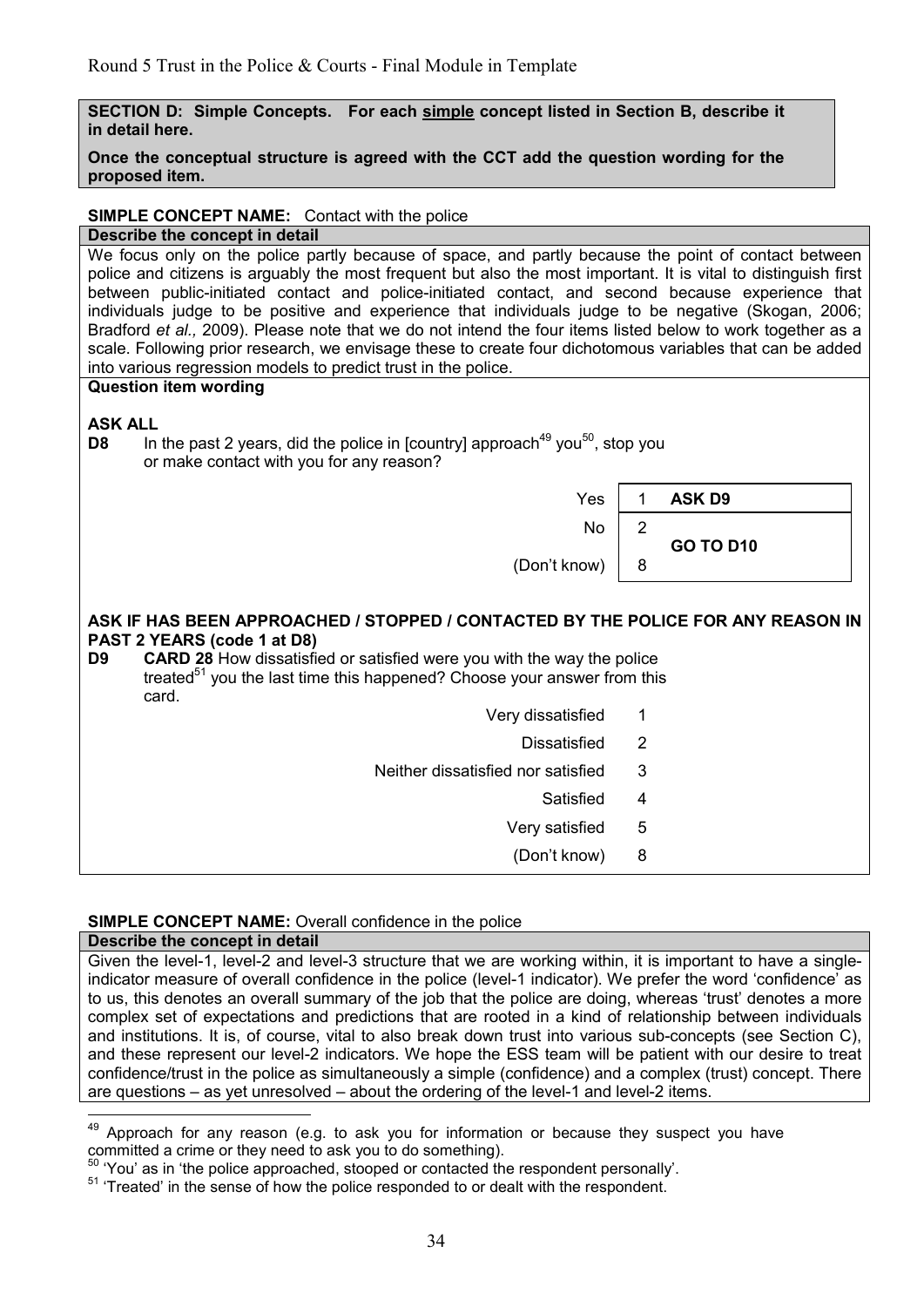**SECTION D: Simple Concepts. For each simple concept listed in Section B, describe it in detail here.**

**Once the conceptual structure is agreed with the CCT add the question wording for the proposed item.**

**SIMPLE CONCEPT NAME:** Contact with the police

**Describe the concept in detail**

We focus only on the police partly because of space, and partly because the point of contact between police and citizens is arguably the most frequent but also the most important. It is vital to distinguish first between public-initiated contact and police-initiated contact, and second because experience that individuals judge to be positive and experience that individuals judge to be negative (Skogan, 2006; Bradford *et al.,* 2009). Please note that we do not intend the four items listed below to work together as a scale. Following prior research, we envisage these to create four dichotomous variables that can be added into various regression models to predict trust in the police.

**Question item wording**

**ASK ALL**

**D8** In the past 2 years, did the police in [country] approach[49] you[50], stop you or make contact with you for any reason?

| | | |
|---|---|---|
| Yes | 1 | **ASK D9** |
| No | 2 | **GO TO D10** |
| (Don't know) | 8 | |

**ASK IF HAS BEEN APPROACHED / STOPPED / CONTACTED BY THE POLICE FOR ANY REASON IN PAST 2 YEARS (code 1 at D8)**

**D9** **CARD 28** How dissatisfied or satisfied were you with the way the police treated[51] you the last time this happened? Choose your answer from this card.

| | |
|---|---|
| Very dissatisfied | 1 |
| Dissatisfied | 2 |
| Neither dissatisfied nor satisfied | 3 |
| Satisfied | 4 |
| Very satisfied | 5 |
| (Don't know) | 8 |

**SIMPLE CONCEPT NAME:** Overall confidence in the police

**Describe the concept in detail**

Given the level-1, level-2 and level-3 structure that we are working within, it is important to have a single-indicator measure of overall confidence in the police (level-1 indicator). We prefer the word 'confidence' as to us, this denotes an overall summary of the job that the police are doing, whereas 'trust' denotes a more complex set of expectations and predictions that are rooted in a kind of relationship between individuals and institutions. It is, of course, vital to also break down trust into various sub-concepts (see Section C), and these represent our level-2 indicators. We hope the ESS team will be patient with our desire to treat confidence/trust in the police as simultaneously a simple (confidence) and a complex (trust) concept. There are questions – as yet unresolved – about the ordering of the level-1 and level-2 items.

---

[49] Approach for any reason (e.g. to ask you for information or because they suspect you have committed a crime or they need to ask you to do something).

[50] 'You' as in 'the police approached, stooped or contacted the respondent personally'.

[51] 'Treated' in the sense of how the police responded to or dealt with the respondent.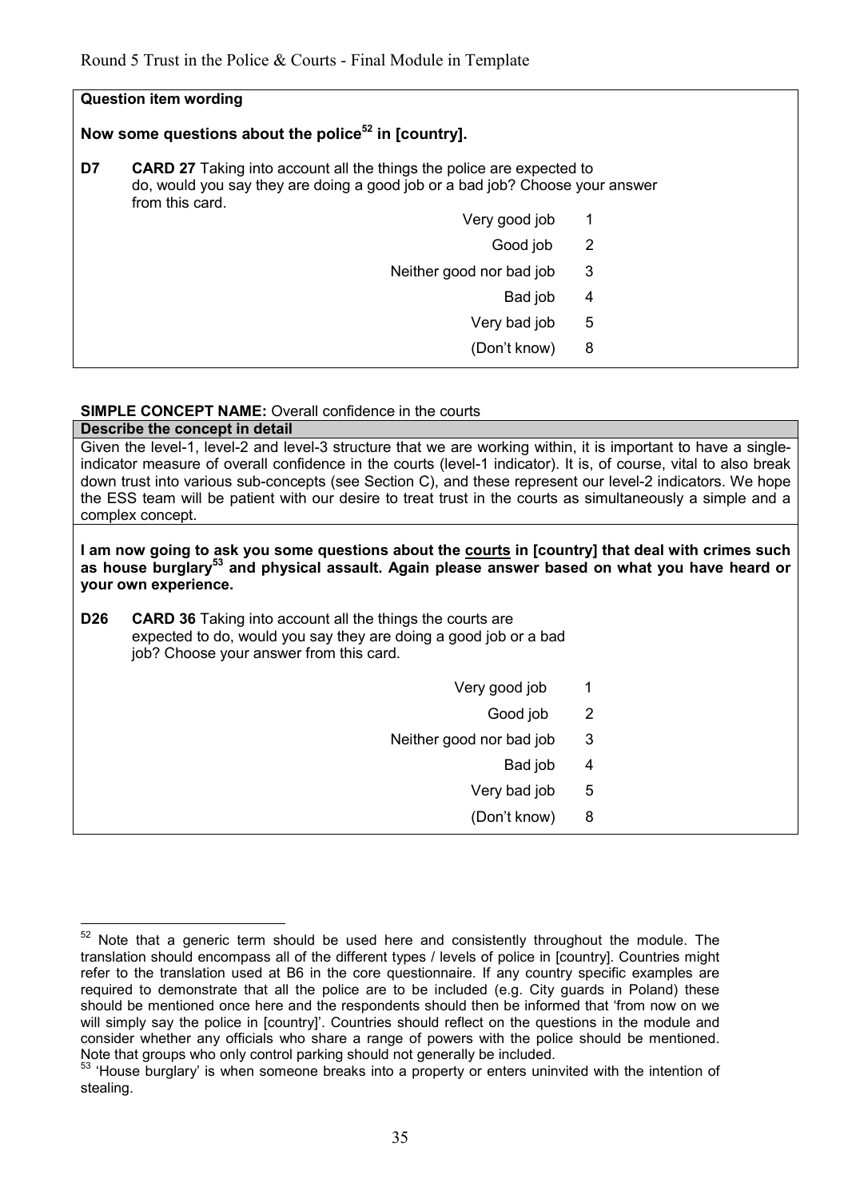**Question item wording**

**Now some questions about the police[52] in [country].**

**D7** **CARD 27** Taking into account all the things the police are expected to do, would you say they are doing a good job or a bad job? Choose your answer from this card.

| | |
|---|---|
| Very good job | 1 |
| Good job | 2 |
| Neither good nor bad job | 3 |
| Bad job | 4 |
| Very bad job | 5 |
| (Don't know) | 8 |

**SIMPLE CONCEPT NAME:** Overall confidence in the courts

**Describe the concept in detail**

Given the level-1, level-2 and level-3 structure that we are working within, it is important to have a single-indicator measure of overall confidence in the courts (level-1 indicator). It is, of course, vital to also break down trust into various sub-concepts (see Section C), and these represent our level-2 indicators. We hope the ESS team will be patient with our desire to treat trust in the courts as simultaneously a simple and a complex concept.

**I am now going to ask you some questions about the <u>courts</u> in [country] that deal with crimes such as house burglary[53] and physical assault. Again please answer based on what you have heard or your own experience.**

**D26** **CARD 36** Taking into account all the things the courts are expected to do, would you say they are doing a good job or a bad job? Choose your answer from this card.

| | |
|---|---|
| Very good job | 1 |
| Good job | 2 |
| Neither good nor bad job | 3 |
| Bad job | 4 |
| Very bad job | 5 |
| (Don't know) | 8 |

---

[52] Note that a generic term should be used here and consistently throughout the module. The translation should encompass all of the different types / levels of police in [country]. Countries might refer to the translation used at B6 in the core questionnaire. If any country specific examples are required to demonstrate that all the police are to be included (e.g. City guards in Poland) these should be mentioned once here and the respondents should then be informed that 'from now on we will simply say the police in [country]'. Countries should reflect on the questions in the module and consider whether any officials who share a range of powers with the police should be mentioned. Note that groups who only control parking should not generally be included.

[53] 'House burglary' is when someone breaks into a property or enters uninvited with the intention of stealing.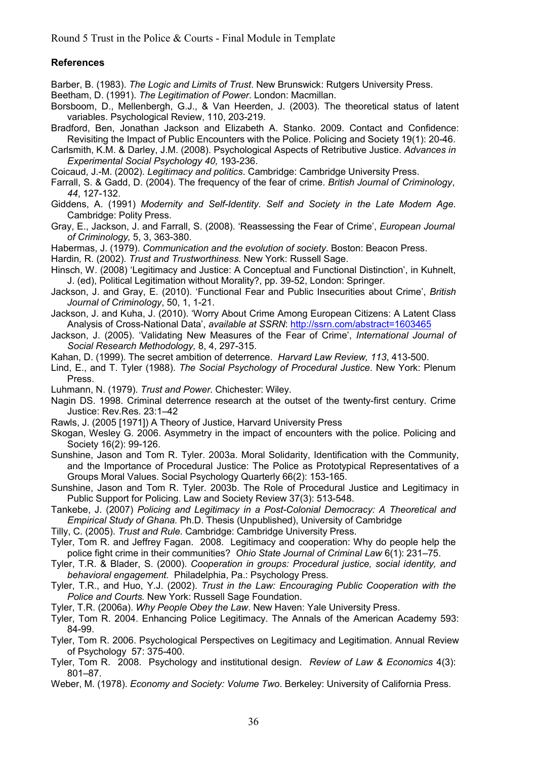### References

Barber, B. (1983). *The Logic and Limits of Trust*. New Brunswick: Rutgers University Press.

Beetham, D. (1991). *The Legitimation of Power*. London: Macmillan.

Borsboom, D., Mellenbergh, G.J., & Van Heerden, J. (2003). The theoretical status of latent variables. Psychological Review, 110, 203-219.

Bradford, Ben, Jonathan Jackson and Elizabeth A. Stanko. 2009. Contact and Confidence: Revisiting the Impact of Public Encounters with the Police. Policing and Society 19(1): 20-46.

Carlsmith, K.M. & Darley, J.M. (2008). Psychological Aspects of Retributive Justice. *Advances in Experimental Social Psychology 40,* 193-236.

Coicaud, J.-M. (2002). *Legitimacy and politics*. Cambridge: Cambridge University Press.

Farrall, S. & Gadd, D. (2004). The frequency of the fear of crime. *British Journal of Criminology*, *44*, 127-132.

Giddens, A. (1991) *Modernity and Self-Identity. Self and Society in the Late Modern Age*. Cambridge: Polity Press.

Gray, E., Jackson, J. and Farrall, S. (2008). 'Reassessing the Fear of Crime', *European Journal of Criminology,* 5, 3, 363-380.

Habermas, J. (1979). *Communication and the evolution of society*. Boston: Beacon Press.

Hardin*,* R. (2002). *Trust and Trustworthiness*. New York: Russell Sage.

Hinsch, W. (2008) 'Legitimacy and Justice: A Conceptual and Functional Distinction', in Kuhnelt, J. (ed), Political Legitimation without Morality?, pp. 39-52, London: Springer.

Jackson, J. and Gray, E. (2010). 'Functional Fear and Public Insecurities about Crime', *British Journal of Criminology*, 50, 1, 1-21.

Jackson, J. and Kuha, J. (2010). 'Worry About Crime Among European Citizens: A Latent Class Analysis of Cross-National Data', *available at SSRN*: http://ssrn.com/abstract=1603465

Jackson, J. (2005). 'Validating New Measures of the Fear of Crime', *International Journal of Social Research Methodology,* 8, 4, 297-315.

Kahan, D. (1999). The secret ambition of deterrence. *Harvard Law Review, 113*, 413-500.

Lind, E., and T. Tyler (1988). *The Social Psychology of Procedural Justice*. New York: Plenum Press.

Luhmann, N. (1979). *Trust and Power*. Chichester: Wiley.

Nagin DS. 1998. Criminal deterrence research at the outset of the twenty-first century. Crime Justice: Rev.Res. 23:1–42

Rawls, J. (2005 [1971]) A Theory of Justice, Harvard University Press

Skogan, Wesley G. 2006. Asymmetry in the impact of encounters with the police. Policing and Society 16(2): 99-126.

Sunshine, Jason and Tom R. Tyler. 2003a. Moral Solidarity, Identification with the Community, and the Importance of Procedural Justice: The Police as Prototypical Representatives of a Groups Moral Values. Social Psychology Quarterly 66(2): 153-165.

Sunshine, Jason and Tom R. Tyler. 2003b. The Role of Procedural Justice and Legitimacy in Public Support for Policing. Law and Society Review 37(3): 513-548.

Tankebe, J. (2007) *Policing and Legitimacy in a Post-Colonial Democracy: A Theoretical and Empirical Study of Ghana.* Ph.D. Thesis (Unpublished), University of Cambridge

Tilly, C. (2005). *Trust and Rule.* Cambridge: Cambridge University Press.

Tyler, Tom R. and Jeffrey Fagan. 2008. Legitimacy and cooperation: Why do people help the police fight crime in their communities? *Ohio State Journal of Criminal Law* 6(1): 231–75.

Tyler, T.R. & Blader, S. (2000). *Cooperation in groups: Procedural justice, social identity, and behavioral engagement*. Philadelphia, Pa.: Psychology Press.

Tyler, T.R., and Huo, Y.J. (2002). *Trust in the Law: Encouraging Public Cooperation with the Police and Courts.* New York: Russell Sage Foundation.

Tyler, T.R. (2006a). *Why People Obey the Law*. New Haven: Yale University Press.

Tyler, Tom R. 2004. Enhancing Police Legitimacy. The Annals of the American Academy 593: 84-99.

Tyler, Tom R. 2006. Psychological Perspectives on Legitimacy and Legitimation. Annual Review of Psychology 57: 375-400.

Tyler, Tom R. 2008. Psychology and institutional design. *Review of Law & Economics* 4(3): 801–87.

Weber, M. (1978). *Economy and Society: Volume Two*. Berkeley: University of California Press.